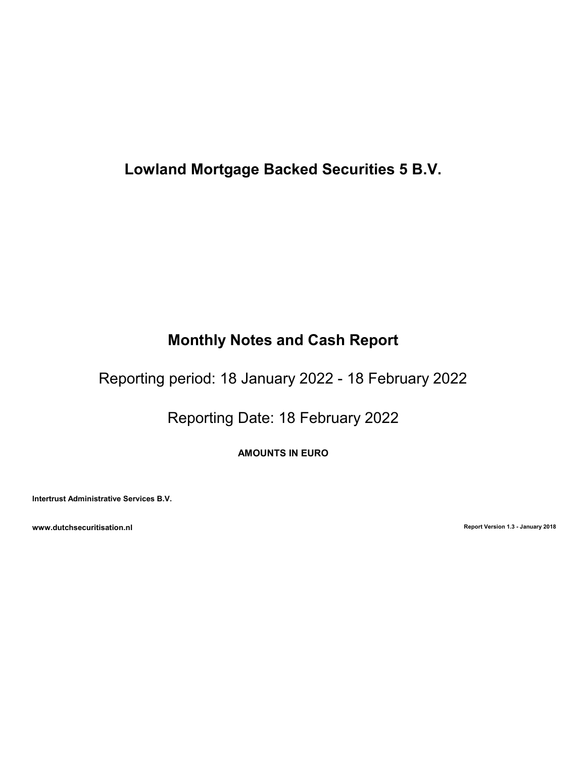# Lowland Mortgage Backed Securities 5 B.V.

## Monthly Notes and Cash Report

Reporting period: 18 January 2022 - 18 February 2022

Reporting Date: 18 February 2022

**AMOUNTS IN EURO**

**Intertrust Administrative Services B.V.**

**www.dutchsecuritisation.nl**

**Report Version 1.3 - January 2018**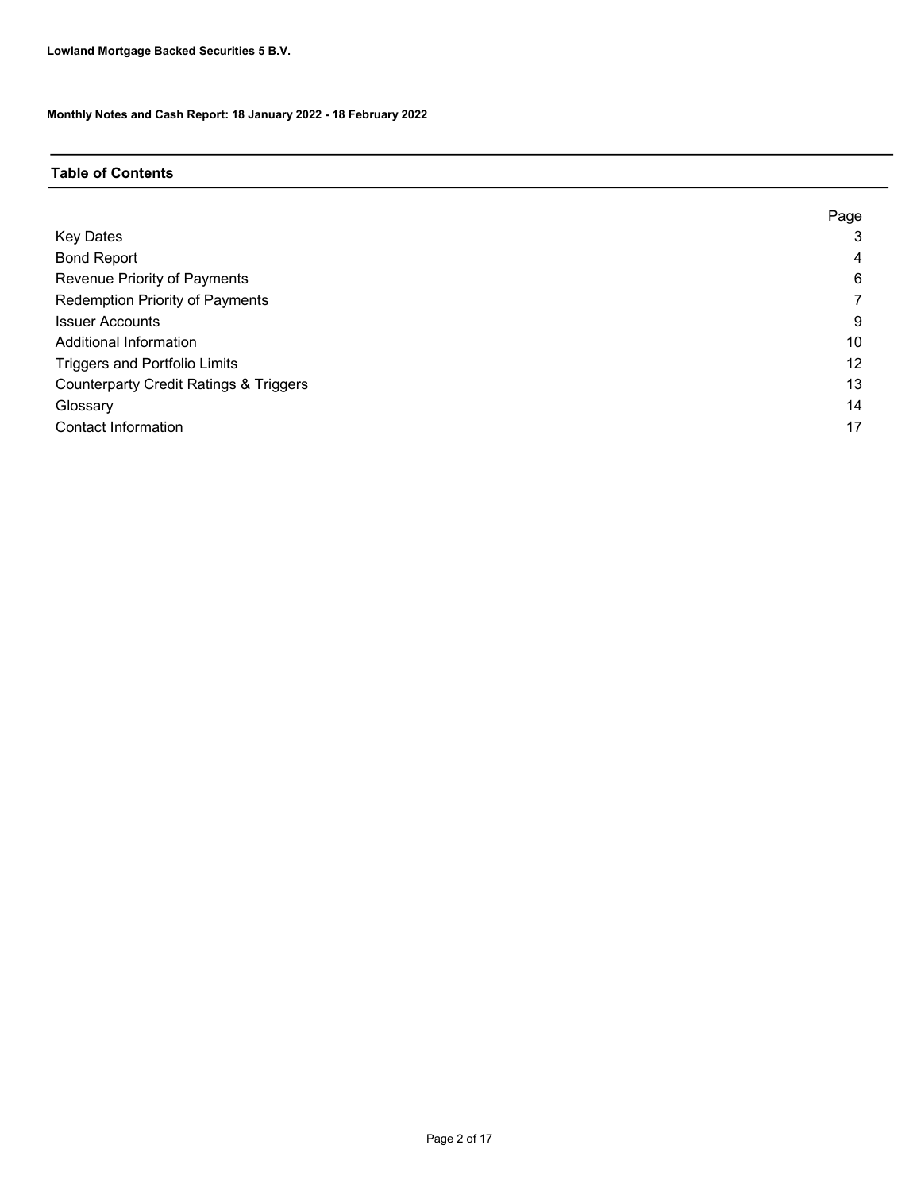**Lowland Mortgage Backed Securities 5 B.V.**

**Monthly Notes and Cash Report: 18 January 2022 - 18 February 2022**

## Table of Contents

| | Page |
|---|---|
| Key Dates | 3 |
| Bond Report | 4 |
| Revenue Priority of Payments | 6 |
| Redemption Priority of Payments | 7 |
| Issuer Accounts | 9 |
| Additional Information | 10 |
| Triggers and Portfolio Limits | 12 |
| Counterparty Credit Ratings & Triggers | 13 |
| Glossary | 14 |
| Contact Information | 17 |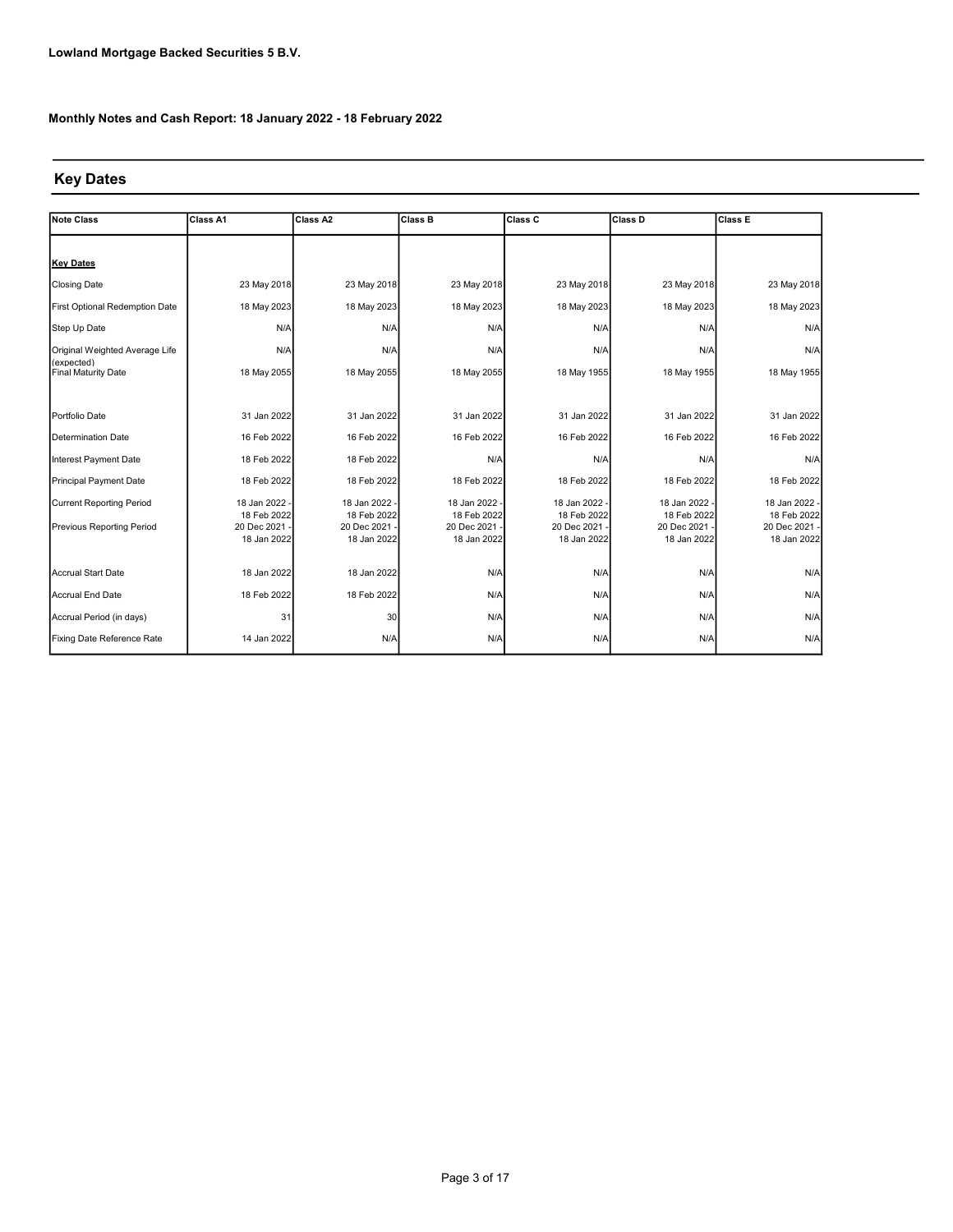**Lowland Mortgage Backed Securities 5 B.V.**

**Monthly Notes and Cash Report: 18 January 2022 - 18 February 2022**

## Key Dates

| Note Class | Class A1 | Class A2 | Class B | Class C | Class D | Class E |
|---|---|---|---|---|---|---|
| **Key Dates** | | | | | | |
| Closing Date | 23 May 2018 | 23 May 2018 | 23 May 2018 | 23 May 2018 | 23 May 2018 | 23 May 2018 |
| First Optional Redemption Date | 18 May 2023 | 18 May 2023 | 18 May 2023 | 18 May 2023 | 18 May 2023 | 18 May 2023 |
| Step Up Date | N/A | N/A | N/A | N/A | N/A | N/A |
| Original Weighted Average Life (expected) | N/A | N/A | N/A | N/A | N/A | N/A |
| Final Maturity Date | 18 May 2055 | 18 May 2055 | 18 May 2055 | 18 May 1955 | 18 May 1955 | 18 May 1955 |
| Portfolio Date | 31 Jan 2022 | 31 Jan 2022 | 31 Jan 2022 | 31 Jan 2022 | 31 Jan 2022 | 31 Jan 2022 |
| Determination Date | 16 Feb 2022 | 16 Feb 2022 | 16 Feb 2022 | 16 Feb 2022 | 16 Feb 2022 | 16 Feb 2022 |
| Interest Payment Date | 18 Feb 2022 | 18 Feb 2022 | N/A | N/A | N/A | N/A |
| Principal Payment Date | 18 Feb 2022 | 18 Feb 2022 | 18 Feb 2022 | 18 Feb 2022 | 18 Feb 2022 | 18 Feb 2022 |
| Current Reporting Period | 18 Jan 2022 - 18 Feb 2022 | 18 Jan 2022 - 18 Feb 2022 | 18 Jan 2022 - 18 Feb 2022 | 18 Jan 2022 - 18 Feb 2022 | 18 Jan 2022 - 18 Feb 2022 | 18 Jan 2022 - 18 Feb 2022 |
| Previous Reporting Period | 20 Dec 2021 - 18 Jan 2022 | 20 Dec 2021 - 18 Jan 2022 | 20 Dec 2021 - 18 Jan 2022 | 20 Dec 2021 - 18 Jan 2022 | 20 Dec 2021 - 18 Jan 2022 | 20 Dec 2021 - 18 Jan 2022 |
| Accrual Start Date | 18 Jan 2022 | 18 Jan 2022 | N/A | N/A | N/A | N/A |
| Accrual End Date | 18 Feb 2022 | 18 Feb 2022 | N/A | N/A | N/A | N/A |
| Accrual Period (in days) | 31 | 30 | N/A | N/A | N/A | N/A |
| Fixing Date Reference Rate | 14 Jan 2022 | N/A | N/A | N/A | N/A | N/A |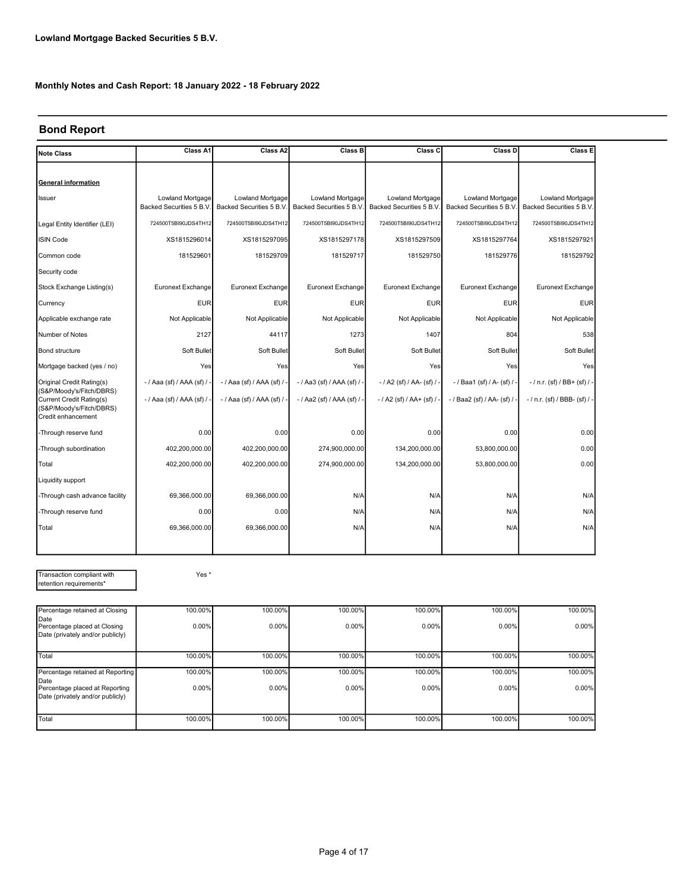**Lowland Mortgage Backed Securities 5 B.V.**

**Monthly Notes and Cash Report: 18 January 2022 - 18 February 2022**

## Bond Report

| Note Class | Class A1 | Class A2 | Class B | Class C | Class D | Class E |
|---|---|---|---|---|---|---|
| **General information** | | | | | | |
| Issuer | Lowland Mortgage Backed Securities 5 B.V. | Lowland Mortgage Backed Securities 5 B.V. | Lowland Mortgage Backed Securities 5 B.V. | Lowland Mortgage Backed Securities 5 B.V. | Lowland Mortgage Backed Securities 5 B.V. | Lowland Mortgage Backed Securities 5 B.V. |
| Legal Entity Identifier (LEI) | 724500T5BI90JDS4TH12 | 724500T5BI90JDS4TH12 | 724500T5BI90JDS4TH12 | 724500T5BI90JDS4TH12 | 724500T5BI90JDS4TH12 | 724500T5BI90JDS4TH12 |
| ISIN Code | XS1815296014 | XS1815297095 | XS1815297178 | XS1815297509 | XS1815297764 | XS1815297921 |
| Common code | 181529601 | 181529709 | 181529717 | 181529750 | 181529776 | 181529792 |
| Security code | | | | | | |
| Stock Exchange Listing(s) | Euronext Exchange | Euronext Exchange | Euronext Exchange | Euronext Exchange | Euronext Exchange | Euronext Exchange |
| Currency | EUR | EUR | EUR | EUR | EUR | EUR |
| Applicable exchange rate | Not Applicable | Not Applicable | Not Applicable | Not Applicable | Not Applicable | Not Applicable |
| Number of Notes | 2127 | 44117 | 1273 | 1407 | 804 | 538 |
| Bond structure | Soft Bullet | Soft Bullet | Soft Bullet | Soft Bullet | Soft Bullet | Soft Bullet |
| Mortgage backed (yes / no) | Yes | Yes | Yes | Yes | Yes | Yes |
| Original Credit Rating(s) (S&P/Moody's/Fitch/DBRS) | - / Aaa (sf) / AAA (sf) / - | - / Aaa (sf) / AAA (sf) / - | - / Aa3 (sf) / AAA (sf) / - | - / A2 (sf) / AA- (sf) / - | - / Baa1 (sf) / A- (sf) / - | - / n.r. (sf) / BB+ (sf) / - |
| Current Credit Rating(s) (S&P/Moody's/Fitch/DBRS) | - / Aaa (sf) / AAA (sf) / - | - / Aaa (sf) / AAA (sf) / - | - / Aa2 (sf) / AAA (sf) / - | - / A2 (sf) / AA+ (sf) / - | - / Baa2 (sf) / AA- (sf) / - | - / n.r. (sf) / BBB- (sf) / - |
| Credit enhancement | | | | | | |
| -Through reserve fund | 0.00 | 0.00 | 0.00 | 0.00 | 0.00 | 0.00 |
| -Through subordination | 402,200,000.00 | 402,200,000.00 | 274,900,000.00 | 134,200,000.00 | 53,800,000.00 | 0.00 |
| Total | 402,200,000.00 | 402,200,000.00 | 274,900,000.00 | 134,200,000.00 | 53,800,000.00 | 0.00 |
| Liquidity support | | | | | | |
| -Through cash advance facility | 69,366,000.00 | 69,366,000.00 | N/A | N/A | N/A | N/A |
| -Through reserve fund | 0.00 | 0.00 | N/A | N/A | N/A | N/A |
| Total | 69,366,000.00 | 69,366,000.00 | N/A | N/A | N/A | N/A |

| Transaction compliant with retention requirements* | Yes * |
|---|---|

| | Class A1 | Class A2 | Class B | Class C | Class D | Class E |
|---|---|---|---|---|---|---|
| Percentage retained at Closing Date | 100.00% | 100.00% | 100.00% | 100.00% | 100.00% | 100.00% |
| Percentage placed at Closing Date (privately and/or publicly) | 0.00% | 0.00% | 0.00% | 0.00% | 0.00% | 0.00% |
| Total | 100.00% | 100.00% | 100.00% | 100.00% | 100.00% | 100.00% |
| Percentage retained at Reporting Date | 100.00% | 100.00% | 100.00% | 100.00% | 100.00% | 100.00% |
| Percentage placed at Reporting Date (privately and/or publicly) | 0.00% | 0.00% | 0.00% | 0.00% | 0.00% | 0.00% |
| Total | 100.00% | 100.00% | 100.00% | 100.00% | 100.00% | 100.00% |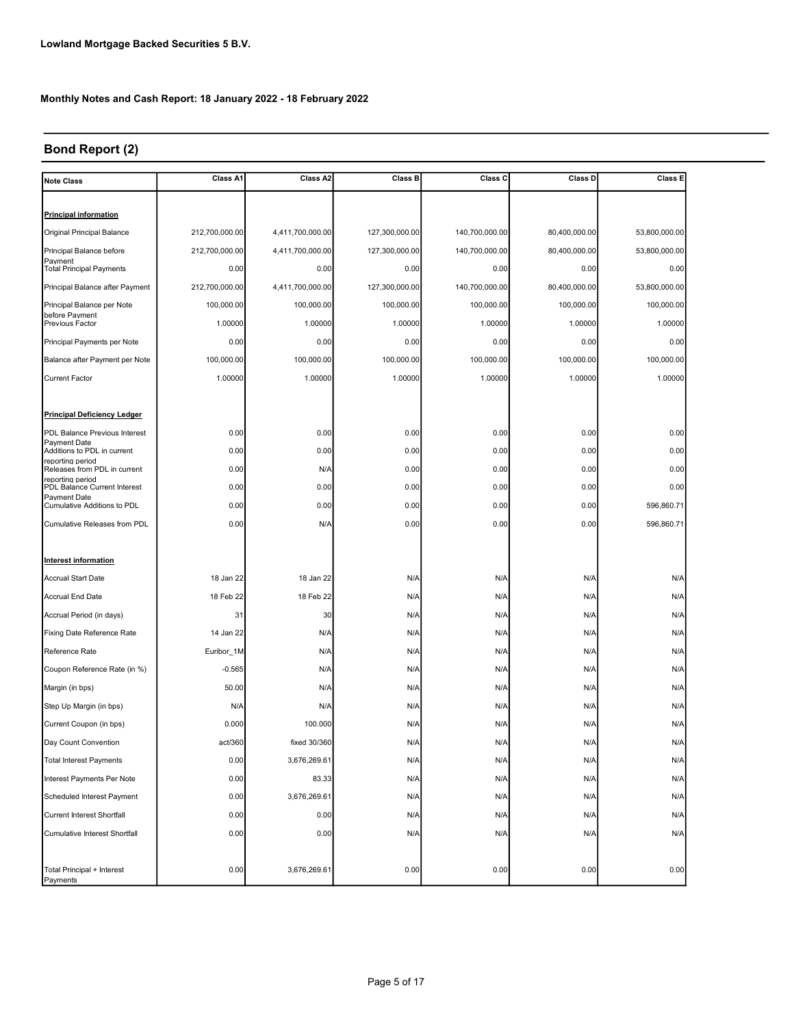**Lowland Mortgage Backed Securities 5 B.V.**

**Monthly Notes and Cash Report: 18 January 2022 - 18 February 2022**

## Bond Report (2)

| Note Class | Class A1 | Class A2 | Class B | Class C | Class D | Class E |
|---|---|---|---|---|---|---|
| **Principal information** | | | | | | |
| Original Principal Balance | 212,700,000.00 | 4,411,700,000.00 | 127,300,000.00 | 140,700,000.00 | 80,400,000.00 | 53,800,000.00 |
| Principal Balance before Payment | 212,700,000.00 | 4,411,700,000.00 | 127,300,000.00 | 140,700,000.00 | 80,400,000.00 | 53,800,000.00 |
| Total Principal Payments | 0.00 | 0.00 | 0.00 | 0.00 | 0.00 | 0.00 |
| Principal Balance after Payment | 212,700,000.00 | 4,411,700,000.00 | 127,300,000.00 | 140,700,000.00 | 80,400,000.00 | 53,800,000.00 |
| Principal Balance per Note before Payment | 100,000.00 | 100,000.00 | 100,000.00 | 100,000.00 | 100,000.00 | 100,000.00 |
| Previous Factor | 1.00000 | 1.00000 | 1.00000 | 1.00000 | 1.00000 | 1.00000 |
| Principal Payments per Note | 0.00 | 0.00 | 0.00 | 0.00 | 0.00 | 0.00 |
| Balance after Payment per Note | 100,000.00 | 100,000.00 | 100,000.00 | 100,000.00 | 100,000.00 | 100,000.00 |
| Current Factor | 1.00000 | 1.00000 | 1.00000 | 1.00000 | 1.00000 | 1.00000 |
| **Principal Deficiency Ledger** | | | | | | |
| PDL Balance Previous Interest Payment Date | 0.00 | 0.00 | 0.00 | 0.00 | 0.00 | 0.00 |
| Additions to PDL in current reporting period | 0.00 | 0.00 | 0.00 | 0.00 | 0.00 | 0.00 |
| Releases from PDL in current reporting period | 0.00 | N/A | 0.00 | 0.00 | 0.00 | 0.00 |
| PDL Balance Current Interest Payment Date | 0.00 | 0.00 | 0.00 | 0.00 | 0.00 | 0.00 |
| Cumulative Additions to PDL | 0.00 | 0.00 | 0.00 | 0.00 | 0.00 | 596,860.71 |
| Cumulative Releases from PDL | 0.00 | N/A | 0.00 | 0.00 | 0.00 | 596,860.71 |
| **Interest information** | | | | | | |
| Accrual Start Date | 18 Jan 22 | 18 Jan 22 | N/A | N/A | N/A | N/A |
| Accrual End Date | 18 Feb 22 | 18 Feb 22 | N/A | N/A | N/A | N/A |
| Accrual Period (in days) | 31 | 30 | N/A | N/A | N/A | N/A |
| Fixing Date Reference Rate | 14 Jan 22 | N/A | N/A | N/A | N/A | N/A |
| Reference Rate | Euribor_1M | N/A | N/A | N/A | N/A | N/A |
| Coupon Reference Rate (in %) | -0.565 | N/A | N/A | N/A | N/A | N/A |
| Margin (in bps) | 50.00 | N/A | N/A | N/A | N/A | N/A |
| Step Up Margin (in bps) | N/A | N/A | N/A | N/A | N/A | N/A |
| Current Coupon (in bps) | 0.000 | 100.000 | N/A | N/A | N/A | N/A |
| Day Count Convention | act/360 | fixed 30/360 | N/A | N/A | N/A | N/A |
| Total Interest Payments | 0.00 | 3,676,269.61 | N/A | N/A | N/A | N/A |
| Interest Payments Per Note | 0.00 | 83.33 | N/A | N/A | N/A | N/A |
| Scheduled Interest Payment | 0.00 | 3,676,269.61 | N/A | N/A | N/A | N/A |
| Current Interest Shortfall | 0.00 | 0.00 | N/A | N/A | N/A | N/A |
| Cumulative Interest Shortfall | 0.00 | 0.00 | N/A | N/A | N/A | N/A |
| Total Principal + Interest Payments | 0.00 | 3,676,269.61 | 0.00 | 0.00 | 0.00 | 0.00 |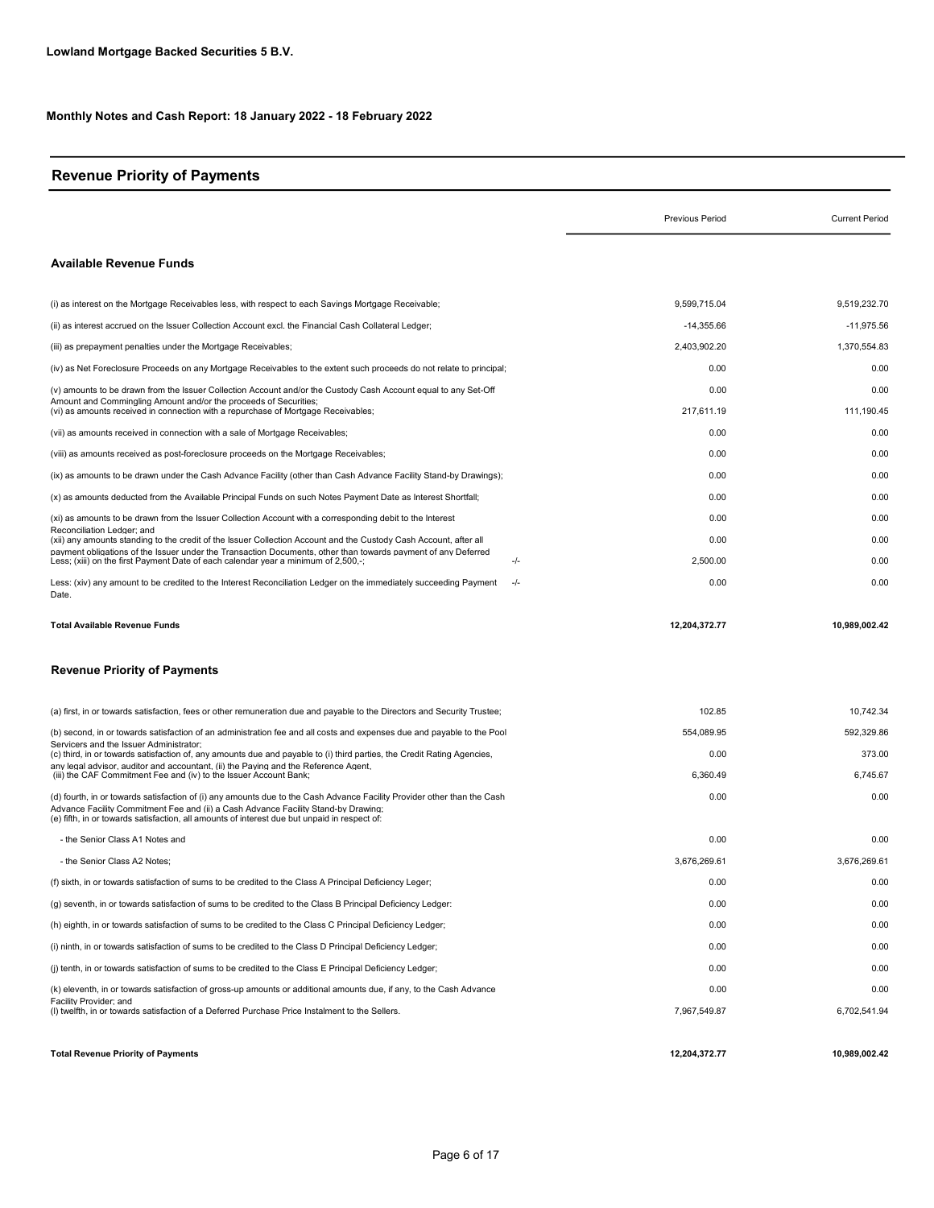**Lowland Mortgage Backed Securities 5 B.V.**

**Monthly Notes and Cash Report: 18 January 2022 - 18 February 2022**

## Revenue Priority of Payments

| | | Previous Period | Current Period |
|---|---|---|---|
| **Available Revenue Funds** | | | |
| (i) as interest on the Mortgage Receivables less, with respect to each Savings Mortgage Receivable; | | 9,599,715.04 | 9,519,232.70 |
| (ii) as interest accrued on the Issuer Collection Account excl. the Financial Cash Collateral Ledger; | | -14,355.66 | -11,975.56 |
| (iii) as prepayment penalties under the Mortgage Receivables; | | 2,403,902.20 | 1,370,554.83 |
| (iv) as Net Foreclosure Proceeds on any Mortgage Receivables to the extent such proceeds do not relate to principal; | | 0.00 | 0.00 |
| (v) amounts to be drawn from the Issuer Collection Account and/or the Custody Cash Account equal to any Set-Off Amount and Commingling Amount and/or the proceeds of Securities; | | 0.00 | 0.00 |
| (vi) as amounts received in connection with a repurchase of Mortgage Receivables; | | 217,611.19 | 111,190.45 |
| (vii) as amounts received in connection with a sale of Mortgage Receivables; | | 0.00 | 0.00 |
| (viii) as amounts received as post-foreclosure proceeds on the Mortgage Receivables; | | 0.00 | 0.00 |
| (ix) as amounts to be drawn under the Cash Advance Facility (other than Cash Advance Facility Stand-by Drawings); | | 0.00 | 0.00 |
| (x) as amounts deducted from the Available Principal Funds on such Notes Payment Date as Interest Shortfall; | | 0.00 | 0.00 |
| (xi) as amounts to be drawn from the Issuer Collection Account with a corresponding debit to the Interest Reconciliation Ledger; and | | 0.00 | 0.00 |
| (xii) any amounts standing to the credit of the Issuer Collection Account and the Custody Cash Account, after all payment obligations of the Issuer under the Transaction Documents, other than towards payment of any Deferred | | 0.00 | 0.00 |
| Less; (xiii) on the first Payment Date of each calendar year a minimum of 2,500,-; | -/- | 2,500.00 | 0.00 |
| Less: (xiv) any amount to be credited to the Interest Reconciliation Ledger on the immediately succeeding Payment Date. | -/- | 0.00 | 0.00 |
| **Total Available Revenue Funds** | | **12,204,372.77** | **10,989,002.42** |
| **Revenue Priority of Payments** | | | |
| (a) first, in or towards satisfaction, fees or other remuneration due and payable to the Directors and Security Trustee; | | 102.85 | 10,742.34 |
| (b) second, in or towards satisfaction of an administration fee and all costs and expenses due and payable to the Pool Servicers and the Issuer Administrator; | | 554,089.95 | 592,329.86 |
| (c) third, in or towards satisfaction of, any amounts due and payable to (i) third parties, the Credit Rating Agencies, any legal advisor, auditor and accountant, (ii) the Paying and the Reference Agent, | | 0.00 | 373.00 |
| (iii) the CAF Commitment Fee and (iv) to the Issuer Account Bank; | | 6,360.49 | 6,745.67 |
| (d) fourth, in or towards satisfaction of (i) any amounts due to the Cash Advance Facility Provider other than the Cash Advance Facility Commitment Fee and (ii) a Cash Advance Facility Stand-by Drawing; | | 0.00 | 0.00 |
| (e) fifth, in or towards satisfaction, all amounts of interest due but unpaid in respect of: | | | |
| - the Senior Class A1 Notes and | | 0.00 | 0.00 |
| - the Senior Class A2 Notes; | | 3,676,269.61 | 3,676,269.61 |
| (f) sixth, in or towards satisfaction of sums to be credited to the Class A Principal Deficiency Leger; | | 0.00 | 0.00 |
| (g) seventh, in or towards satisfaction of sums to be credited to the Class B Principal Deficiency Ledger: | | 0.00 | 0.00 |
| (h) eighth, in or towards satisfaction of sums to be credited to the Class C Principal Deficiency Ledger; | | 0.00 | 0.00 |
| (i) ninth, in or towards satisfaction of sums to be credited to the Class D Principal Deficiency Ledger; | | 0.00 | 0.00 |
| (j) tenth, in or towards satisfaction of sums to be credited to the Class E Principal Deficiency Ledger; | | 0.00 | 0.00 |
| (k) eleventh, in or towards satisfaction of gross-up amounts or additional amounts due, if any, to the Cash Advance Facility Provider; and | | 0.00 | 0.00 |
| (l) twelfth, in or towards satisfaction of a Deferred Purchase Price Instalment to the Sellers. | | 7,967,549.87 | 6,702,541.94 |
| **Total Revenue Priority of Payments** | | **12,204,372.77** | **10,989,002.42** |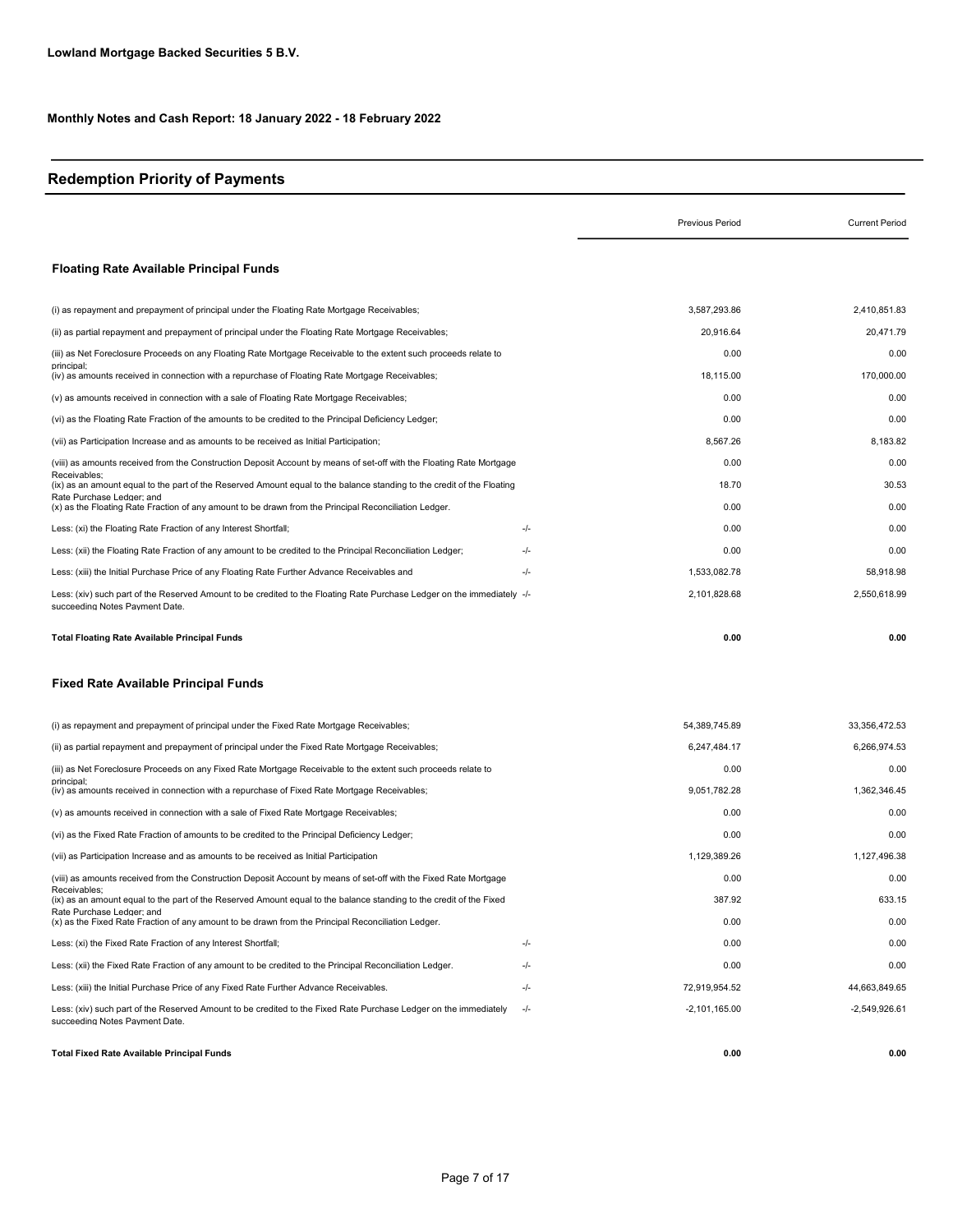**Lowland Mortgage Backed Securities 5 B.V.**

**Monthly Notes and Cash Report: 18 January 2022 - 18 February 2022**

## Redemption Priority of Payments

### Floating Rate Available Principal Funds

| | | Previous Period | Current Period |
|---|---|---|---|
| (i) as repayment and prepayment of principal under the Floating Rate Mortgage Receivables; | | 3,587,293.86 | 2,410,851.83 |
| (ii) as partial repayment and prepayment of principal under the Floating Rate Mortgage Receivables; | | 20,916.64 | 20,471.79 |
| (iii) as Net Foreclosure Proceeds on any Floating Rate Mortgage Receivable to the extent such proceeds relate to principal; | | 0.00 | 0.00 |
| (iv) as amounts received in connection with a repurchase of Floating Rate Mortgage Receivables; | | 18,115.00 | 170,000.00 |
| (v) as amounts received in connection with a sale of Floating Rate Mortgage Receivables; | | 0.00 | 0.00 |
| (vi) as the Floating Rate Fraction of the amounts to be credited to the Principal Deficiency Ledger; | | 0.00 | 0.00 |
| (vii) as Participation Increase and as amounts to be received as Initial Participation; | | 8,567.26 | 8,183.82 |
| (viii) as amounts received from the Construction Deposit Account by means of set-off with the Floating Rate Mortgage Receivables; | | 0.00 | 0.00 |
| (ix) as an amount equal to the part of the Reserved Amount equal to the balance standing to the credit of the Floating Rate Purchase Ledger; and | | 18.70 | 30.53 |
| (x) as the Floating Rate Fraction of any amount to be drawn from the Principal Reconciliation Ledger. | | 0.00 | 0.00 |
| Less: (xi) the Floating Rate Fraction of any Interest Shortfall; | -/- | 0.00 | 0.00 |
| Less: (xii) the Floating Rate Fraction of any amount to be credited to the Principal Reconciliation Ledger; | -/- | 0.00 | 0.00 |
| Less: (xiii) the Initial Purchase Price of any Floating Rate Further Advance Receivables and | -/- | 1,533,082.78 | 58,918.98 |
| Less: (xiv) such part of the Reserved Amount to be credited to the Floating Rate Purchase Ledger on the immediately succeeding Notes Payment Date. | -/- | 2,101,828.68 | 2,550,618.99 |
| **Total Floating Rate Available Principal Funds** | | **0.00** | **0.00** |

### Fixed Rate Available Principal Funds

| | | Previous Period | Current Period |
|---|---|---|---|
| (i) as repayment and prepayment of principal under the Fixed Rate Mortgage Receivables; | | 54,389,745.89 | 33,356,472.53 |
| (ii) as partial repayment and prepayment of principal under the Fixed Rate Mortgage Receivables; | | 6,247,484.17 | 6,266,974.53 |
| (iii) as Net Foreclosure Proceeds on any Fixed Rate Mortgage Receivable to the extent such proceeds relate to principal; | | 0.00 | 0.00 |
| (iv) as amounts received in connection with a repurchase of Fixed Rate Mortgage Receivables; | | 9,051,782.28 | 1,362,346.45 |
| (v) as amounts received in connection with a sale of Fixed Rate Mortgage Receivables; | | 0.00 | 0.00 |
| (vi) as the Fixed Rate Fraction of amounts to be credited to the Principal Deficiency Ledger; | | 0.00 | 0.00 |
| (vii) as Participation Increase and as amounts to be received as Initial Participation | | 1,129,389.26 | 1,127,496.38 |
| (viii) as amounts received from the Construction Deposit Account by means of set-off with the Fixed Rate Mortgage Receivables; | | 0.00 | 0.00 |
| (ix) as an amount equal to the part of the Reserved Amount equal to the balance standing to the credit of the Fixed Rate Purchase Ledger; and | | 387.92 | 633.15 |
| (x) as the Fixed Rate Fraction of any amount to be drawn from the Principal Reconciliation Ledger. | | 0.00 | 0.00 |
| Less: (xi) the Fixed Rate Fraction of any Interest Shortfall; | -/- | 0.00 | 0.00 |
| Less: (xii) the Fixed Rate Fraction of any amount to be credited to the Principal Reconciliation Ledger. | -/- | 0.00 | 0.00 |
| Less: (xiii) the Initial Purchase Price of any Fixed Rate Further Advance Receivables. | -/- | 72,919,954.52 | 44,663,849.65 |
| Less: (xiv) such part of the Reserved Amount to be credited to the Fixed Rate Purchase Ledger on the immediately succeeding Notes Payment Date. | -/- | -2,101,165.00 | -2,549,926.61 |
| **Total Fixed Rate Available Principal Funds** | | **0.00** | **0.00** |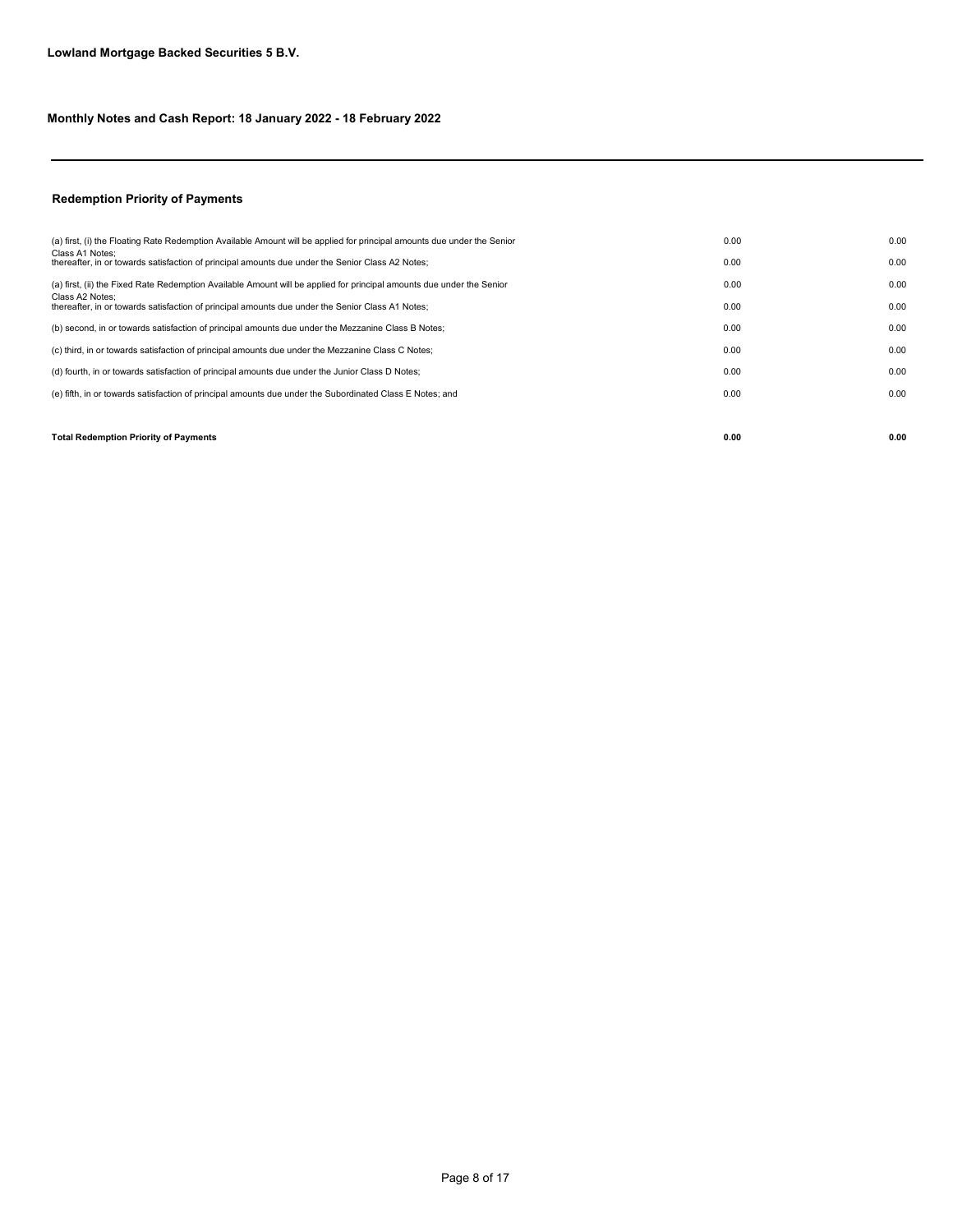**Lowland Mortgage Backed Securities 5 B.V.**

**Monthly Notes and Cash Report: 18 January 2022 - 18 February 2022**

---

### Redemption Priority of Payments

| | | |
|---|---|---|
| (a) first, (i) the Floating Rate Redemption Available Amount will be applied for principal amounts due under the Senior Class A1 Notes; | 0.00 | 0.00 |
| thereafter, in or towards satisfaction of principal amounts due under the Senior Class A2 Notes; | 0.00 | 0.00 |
| (a) first, (ii) the Fixed Rate Redemption Available Amount will be applied for principal amounts due under the Senior Class A2 Notes; | 0.00 | 0.00 |
| thereafter, in or towards satisfaction of principal amounts due under the Senior Class A1 Notes; | 0.00 | 0.00 |
| (b) second, in or towards satisfaction of principal amounts due under the Mezzanine Class B Notes; | 0.00 | 0.00 |
| (c) third, in or towards satisfaction of principal amounts due under the Mezzanine Class C Notes; | 0.00 | 0.00 |
| (d) fourth, in or towards satisfaction of principal amounts due under the Junior Class D Notes; | 0.00 | 0.00 |
| (e) fifth, in or towards satisfaction of principal amounts due under the Subordinated Class E Notes; and | 0.00 | 0.00 |
| **Total Redemption Priority of Payments** | **0.00** | **0.00** |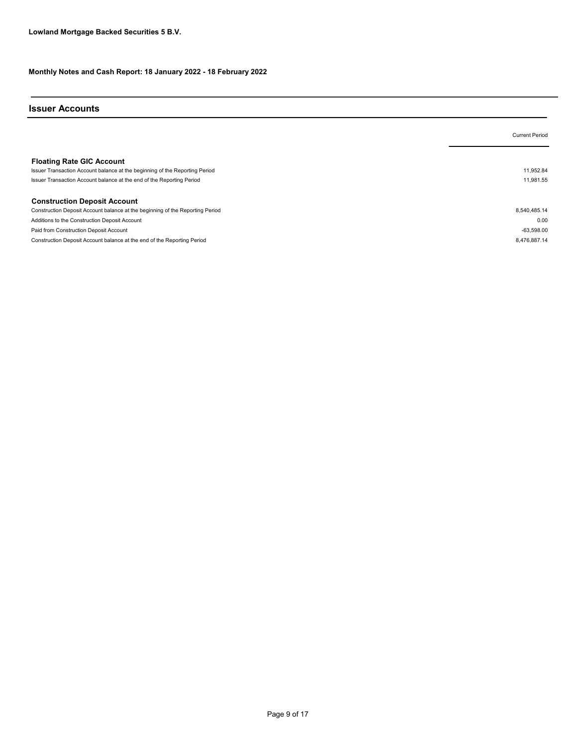**Lowland Mortgage Backed Securities 5 B.V.**

**Monthly Notes and Cash Report: 18 January 2022 - 18 February 2022**

## Issuer Accounts

| | Current Period |
|---|---|
| **Floating Rate GIC Account** | |
| Issuer Transaction Account balance at the beginning of the Reporting Period | 11,952.84 |
| Issuer Transaction Account balance at the end of the Reporting Period | 11,981.55 |
| | |
| **Construction Deposit Account** | |
| Construction Deposit Account balance at the beginning of the Reporting Period | 8,540,485.14 |
| Additions to the Construction Deposit Account | 0.00 |
| Paid from Construction Deposit Account | -63,598.00 |
| Construction Deposit Account balance at the end of the Reporting Period | 8,476,887.14 |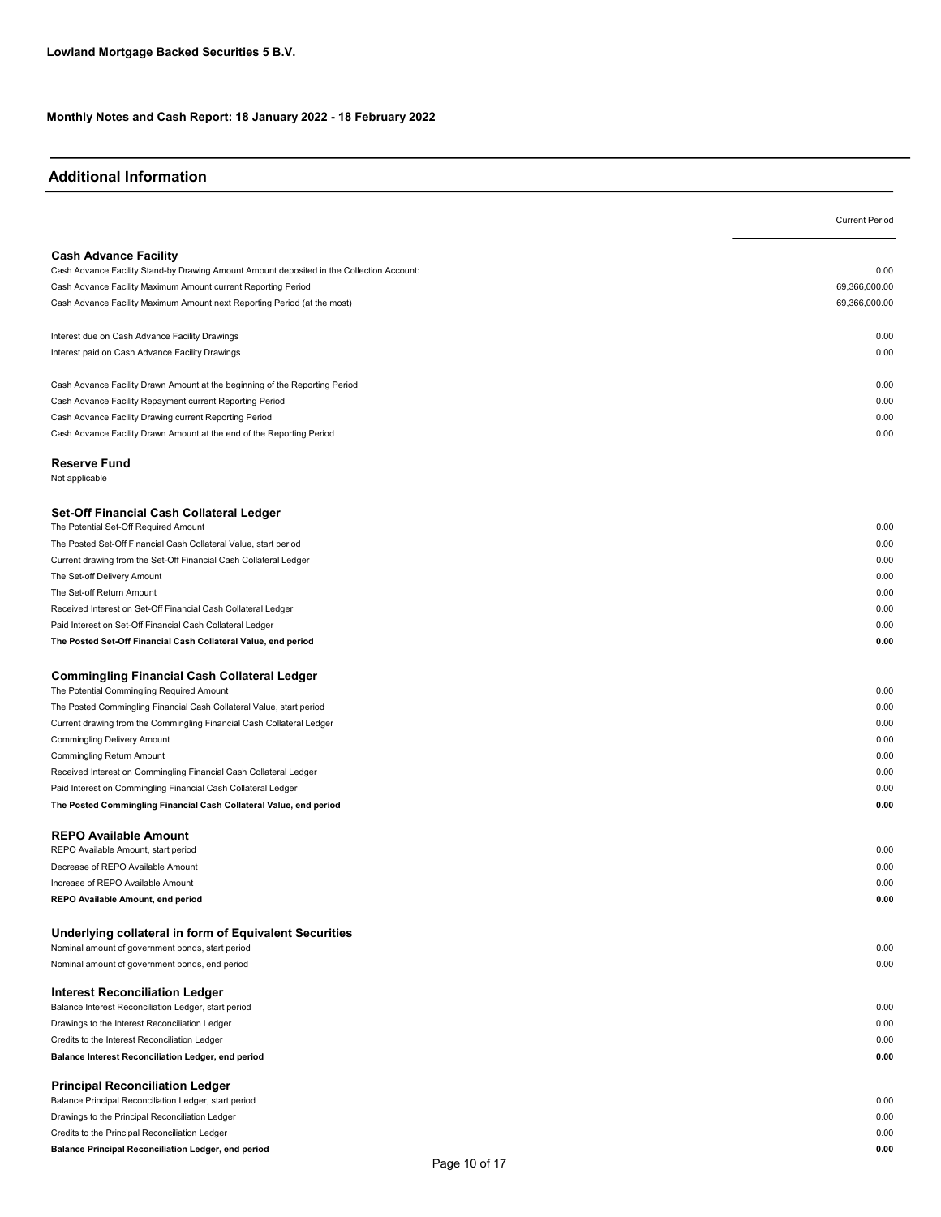**Lowland Mortgage Backed Securities 5 B.V.**

**Monthly Notes and Cash Report: 18 January 2022 - 18 February 2022**

## Additional Information

| | Current Period |
|---|---|
| **Cash Advance Facility** | |
| Cash Advance Facility Stand-by Drawing Amount Amount deposited in the Collection Account: | 0.00 |
| Cash Advance Facility Maximum Amount current Reporting Period | 69,366,000.00 |
| Cash Advance Facility Maximum Amount next Reporting Period (at the most) | 69,366,000.00 |
| | |
| Interest due on Cash Advance Facility Drawings | 0.00 |
| Interest paid on Cash Advance Facility Drawings | 0.00 |
| | |
| Cash Advance Facility Drawn Amount at the beginning of the Reporting Period | 0.00 |
| Cash Advance Facility Repayment current Reporting Period | 0.00 |
| Cash Advance Facility Drawing current Reporting Period | 0.00 |
| Cash Advance Facility Drawn Amount at the end of the Reporting Period | 0.00 |
| | |
| **Reserve Fund** | |
| Not applicable | |
| | |
| **Set-Off Financial Cash Collateral Ledger** | |
| The Potential Set-Off Required Amount | 0.00 |
| The Posted Set-Off Financial Cash Collateral Value, start period | 0.00 |
| Current drawing from the Set-Off Financial Cash Collateral Ledger | 0.00 |
| The Set-off Delivery Amount | 0.00 |
| The Set-off Return Amount | 0.00 |
| Received Interest on Set-Off Financial Cash Collateral Ledger | 0.00 |
| Paid Interest on Set-Off Financial Cash Collateral Ledger | 0.00 |
| **The Posted Set-Off Financial Cash Collateral Value, end period** | **0.00** |
| | |
| **Commingling Financial Cash Collateral Ledger** | |
| The Potential Commingling Required Amount | 0.00 |
| The Posted Commingling Financial Cash Collateral Value, start period | 0.00 |
| Current drawing from the Commingling Financial Cash Collateral Ledger | 0.00 |
| Commingling Delivery Amount | 0.00 |
| Commingling Return Amount | 0.00 |
| Received Interest on Commingling Financial Cash Collateral Ledger | 0.00 |
| Paid Interest on Commingling Financial Cash Collateral Ledger | 0.00 |
| **The Posted Commingling Financial Cash Collateral Value, end period** | **0.00** |
| | |
| **REPO Available Amount** | |
| REPO Available Amount, start period | 0.00 |
| Decrease of REPO Available Amount | 0.00 |
| Increase of REPO Available Amount | 0.00 |
| **REPO Available Amount, end period** | **0.00** |
| | |
| **Underlying collateral in form of Equivalent Securities** | |
| Nominal amount of government bonds, start period | 0.00 |
| Nominal amount of government bonds, end period | 0.00 |
| | |
| **Interest Reconciliation Ledger** | |
| Balance Interest Reconciliation Ledger, start period | 0.00 |
| Drawings to the Interest Reconciliation Ledger | 0.00 |
| Credits to the Interest Reconciliation Ledger | 0.00 |
| **Balance Interest Reconciliation Ledger, end period** | **0.00** |
| | |
| **Principal Reconciliation Ledger** | |
| Balance Principal Reconciliation Ledger, start period | 0.00 |
| Drawings to the Principal Reconciliation Ledger | 0.00 |
| Credits to the Principal Reconciliation Ledger | 0.00 |
| **Balance Principal Reconciliation Ledger, end period** | **0.00** |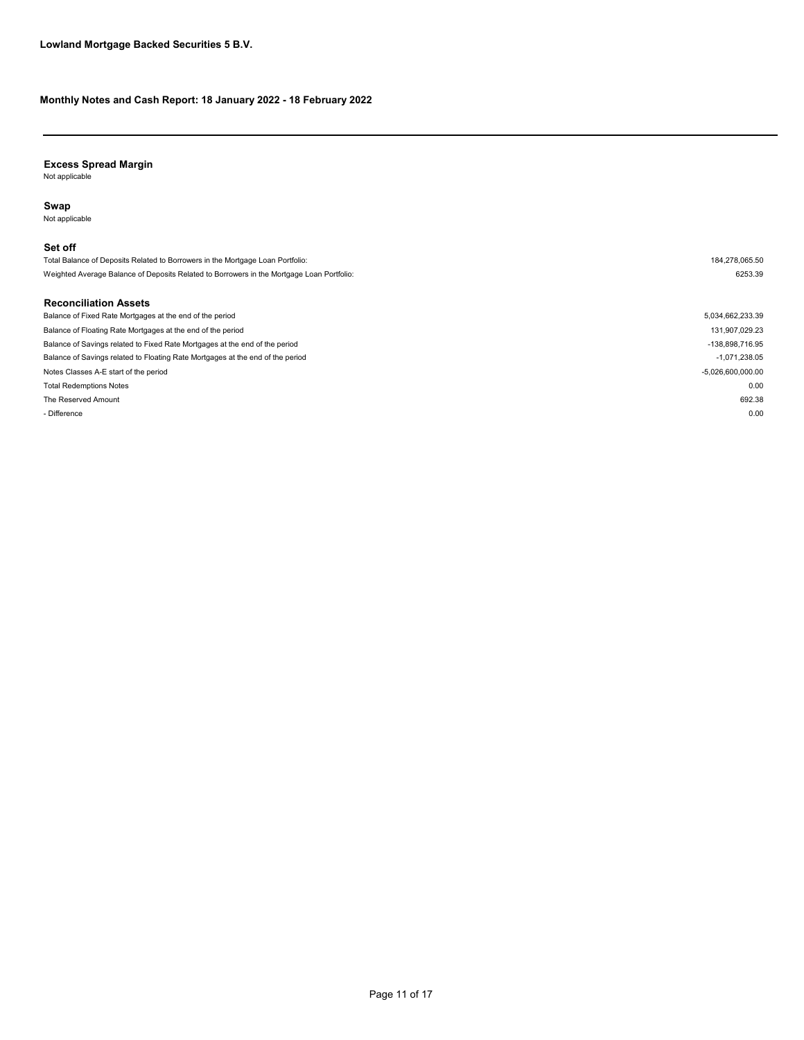**Lowland Mortgage Backed Securities 5 B.V.**

**Monthly Notes and Cash Report: 18 January 2022 - 18 February 2022**

---

### Excess Spread Margin

Not applicable

### Swap

Not applicable

### Set off

| | |
|---|---|
| Total Balance of Deposits Related to Borrowers in the Mortgage Loan Portfolio: | 184,278,065.50 |
| Weighted Average Balance of Deposits Related to Borrowers in the Mortgage Loan Portfolio: | 6253.39 |

### Reconciliation Assets

| | |
|---|---|
| Balance of Fixed Rate Mortgages at the end of the period | 5,034,662,233.39 |
| Balance of Floating Rate Mortgages at the end of the period | 131,907,029.23 |
| Balance of Savings related to Fixed Rate Mortgages at the end of the period | -138,898,716.95 |
| Balance of Savings related to Floating Rate Mortgages at the end of the period | -1,071,238.05 |
| Notes Classes A-E start of the period | -5,026,600,000.00 |
| Total Redemptions Notes | 0.00 |
| The Reserved Amount | 692.38 |
| - Difference | 0.00 |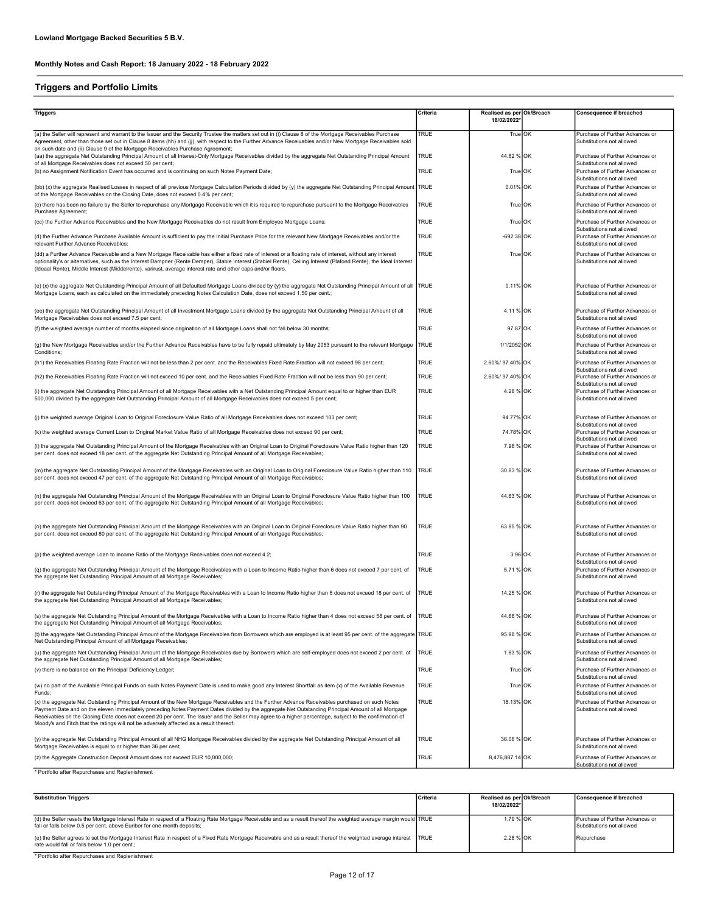**Lowland Mortgage Backed Securities 5 B.V.**

**Monthly Notes and Cash Report: 18 January 2022 - 18 February 2022**

## Triggers and Portfolio Limits

| Triggers | Criteria | Realised as per 18/02/2022* | Ok/Breach | Consequence if breached |
|---|---|---|---|---|
| (a) the Seller will represent and warrant to the Issuer and the Security Trustee the matters set out in (i) Clause 8 of the Mortgage Receivables Purchase Agreement, other than those set out in Clause 8 items (hh) and (jj), with respect to the Further Advance Receivables and/or New Mortgage Receivables sold on such date and (ii) Clause 9 of the Mortgage Receivables Purchase Agreement; | TRUE | True | OK | Purchase of Further Advances or Substitutions not allowed |
| (aa) the aggregate Net Outstanding Principal Amount of all Interest-Only Mortgage Receivables divided by the aggregate Net Outstanding Principal Amount of all Mortgage Receivables does not exceed 50 per cent; | TRUE | 44.82 % | OK | Purchase of Further Advances or Substitutions not allowed |
| (b) no Assignment Notification Event has occurred and is continuing on such Notes Payment Date; | TRUE | True | OK | Purchase of Further Advances or Substitutions not allowed |
| (bb) (x) the aggregate Realised Losses in respect of all previous Mortgage Calculation Periods divided by (y) the aggregate Net Outstanding Principal Amount of the Mortgage Receivables on the Closing Date, does not exceed 0.4% per cent; | TRUE | 0.01% | OK | Purchase of Further Advances or Substitutions not allowed |
| (c) there has been no failure by the Seller to repurchase any Mortgage Receivable which it is required to repurchase pursuant to the Mortgage Receivables Purchase Agreement; | TRUE | True | OK | Purchase of Further Advances or Substitutions not allowed |
| (cc) the Further Advance Receivables and the New Mortgage Receivables do not result from Employee Mortgage Loans; | TRUE | True | OK | Purchase of Further Advances or Substitutions not allowed |
| (d) the Further Advance Purchase Available Amount is sufficient to pay the Initial Purchase Price for the relevant New Mortgage Receivables and/or the relevant Further Advance Receivables; | TRUE | -692.38 | OK | Purchase of Further Advances or Substitutions not allowed |
| (dd) a Further Advance Receivable and a New Mortgage Receivable has either a fixed rate of interest or a floating rate of interest, without any interest optionality's or alternatives, such as the Interest Dampner (Rente Demper), Stable Interest (Stabiel Rente), Ceiling Interest (Plafond Rente), the Ideal Interest (Ideaal Rente), Middle Interest (Middelrente), varirust, average interest rate and other caps and/or floors. | TRUE | True | OK | Purchase of Further Advances or Substitutions not allowed |
| (e) (x) the aggregate Net Outstanding Principal Amount of all Defaulted Mortgage Loans divided by (y) the aggregate Net Outstanding Principal Amount of all Mortgage Loans, each as calculated on the immediately preceding Notes Calculation Date, does not exceed 1.50 per cent.; | TRUE | 0.11% | OK | Purchase of Further Advances or Substitutions not allowed |
| (ee) the aggregate Net Outstanding Principal Amount of all Investment Mortgage Loans divided by the aggregate Net Outstanding Principal Amount of all Mortgage Receivables does not exceed 7.5 per cent; | TRUE | 4.11 % | OK | Purchase of Further Advances or Substitutions not allowed |
| (f) the weighted average number of months elapsed since origination of all Mortgage Loans shall not fall below 30 months; | TRUE | 97.87 | OK | Purchase of Further Advances or Substitutions not allowed |
| (g) the New Mortgage Receivables and/or the Further Advance Receivables have to be fully repaid ultimately by May 2053 pursuant to the relevant Mortgage Conditions; | TRUE | 1/1/2052 | OK | Purchase of Further Advances or Substitutions not allowed |
| (h1) the Receivables Floating Rate Fraction will not be less than 2 per cent. and the Receivables Fixed Rate Fraction will not exceed 98 per cent; | TRUE | 2.60%/ 97.40% | OK | Purchase of Further Advances or Substitutions not allowed |
| (h2) the Receivables Floating Rate Fraction will not exceed 10 per cent. and the Receivables Fixed Rate Fraction will not be less than 90 per cent; | TRUE | 2.60%/ 97.40% | OK | Purchase of Further Advances or Substitutions not allowed |
| (i) the aggregate Net Outstanding Principal Amount of all Mortgage Receivables with a Net Outstanding Principal Amount equal to or higher than EUR 500,000 divided by the aggregate Net Outstanding Principal Amount of all Mortgage Receivables does not exceed 5 per cent; | TRUE | 4.28 % | OK | Purchase of Further Advances or Substitutions not allowed |
| (j) the weighted average Original Loan to Original Foreclosure Value Ratio of all Mortgage Receivables does not exceed 103 per cent; | TRUE | 94.77% | OK | Purchase of Further Advances or Substitutions not allowed |
| (k) the weighted average Current Loan to Original Market Value Ratio of all Mortgage Receivables does not exceed 90 per cent; | TRUE | 74.78% | OK | Purchase of Further Advances or Substitutions not allowed |
| (l) the aggregate Net Outstanding Principal Amount of the Mortgage Receivables with an Original Loan to Original Foreclosure Value Ratio higher than 120 per cent. does not exceed 18 per cent. of the aggregate Net Outstanding Principal Amount of all Mortgage Receivables; | TRUE | 7.96 % | OK | Purchase of Further Advances or Substitutions not allowed |
| (m) the aggregate Net Outstanding Principal Amount of the Mortgage Receivables with an Original Loan to Original Foreclosure Value Ratio higher than 110 per cent. does not exceed 47 per cent. of the aggregate Net Outstanding Principal Amount of all Mortgage Receivables; | TRUE | 30.83 % | OK | Purchase of Further Advances or Substitutions not allowed |
| (n) the aggregate Net Outstanding Principal Amount of the Mortgage Receivables with an Original Loan to Original Foreclosure Value Ratio higher than 100 per cent. does not exceed 63 per cent. of the aggregate Net Outstanding Principal Amount of all Mortgage Receivables; | TRUE | 44.63 % | OK | Purchase of Further Advances or Substitutions not allowed |
| (o) the aggregate Net Outstanding Principal Amount of the Mortgage Receivables with an Original Loan to Original Foreclosure Value Ratio higher than 90 per cent. does not exceed 80 per cent. of the aggregate Net Outstanding Principal Amount of all Mortgage Receivables; | TRUE | 63.85 % | OK | Purchase of Further Advances or Substitutions not allowed |
| (p) the weighted average Loan to Income Ratio of the Mortgage Receivables does not exceed 4.2; | TRUE | 3.96 | OK | Purchase of Further Advances or Substitutions not allowed |
| (q) the aggregate Net Outstanding Principal Amount of the Mortgage Receivables with a Loan to Income Ratio higher than 6 does not exceed 7 per cent. of the aggregate Net Outstanding Principal Amount of all Mortgage Receivables; | TRUE | 5.71 % | OK | Purchase of Further Advances or Substitutions not allowed |
| (r) the aggregate Net Outstanding Principal Amount of the Mortgage Receivables with a Loan to Income Ratio higher than 5 does not exceed 18 per cent. of the aggregate Net Outstanding Principal Amount of all Mortgage Receivables; | TRUE | 14.25 % | OK | Purchase of Further Advances or Substitutions not allowed |
| (s) the aggregate Net Outstanding Principal Amount of the Mortgage Receivables with a Loan to Income Ratio higher than 4 does not exceed 58 per cent. of the aggregate Net Outstanding Principal Amount of all Mortgage Receivables; | TRUE | 44.68 % | OK | Purchase of Further Advances or Substitutions not allowed |
| (t) the aggregate Net Outstanding Principal Amount of the Mortgage Receivables from Borrowers which are employed is at least 95 per cent. of the aggregate Net Outstanding Principal Amount of all Mortgage Receivables; | TRUE | 95.98 % | OK | Purchase of Further Advances or Substitutions not allowed |
| (u) the aggregate Net Outstanding Principal Amount of the Mortgage Receivables due by Borrowers which are self-employed does not exceed 2 per cent. of the aggregate Net Outstanding Principal Amount of all Mortgage Receivables; | TRUE | 1.63 % | OK | Purchase of Further Advances or Substitutions not allowed |
| (v) there is no balance on the Principal Deficiency Ledger; | TRUE | True | OK | Purchase of Further Advances or Substitutions not allowed |
| (w) no part of the Available Principal Funds on such Notes Payment Date is used to make good any Interest Shortfall as item (x) of the Available Revenue Funds; | TRUE | True | OK | Purchase of Further Advances or Substitutions not allowed |
| (x) the aggregate Net Outstanding Principal Amount of the New Mortgage Receivables and the Further Advance Receivables purchased on such Notes Payment Date and on the eleven immediately preceding Notes Payment Dates divided by the aggregate Net Outstanding Principal Amount of all Mortgage Receivables on the Closing Date does not exceed 20 per cent. The Issuer and the Seller may agree to a higher percentage, subject to the confirmation of Moody's and Fitch that the ratings will not be adversely affected as a result thereof; | TRUE | 18.13% | OK | Purchase of Further Advances or Substitutions not allowed |
| (y) the aggregate Net Outstanding Principal Amount of all NHG Mortgage Receivables divided by the aggregate Net Outstanding Principal Amount of all Mortgage Receivables is equal to or higher than 36 per cent; | TRUE | 36.06 % | OK | Purchase of Further Advances or Substitutions not allowed |
| (z) the Aggregate Construction Deposit Amount does not exceed EUR 10,000,000; | TRUE | 8,476,887.14 | OK | Purchase of Further Advances or Substitutions not allowed |

\* Portfolio after Repurchases and Replenishment

| Substitution Triggers | Criteria | Realised as per 18/02/2022* | Ok/Breach | Consequence if breached |
|---|---|---|---|---|
| (d) the Seller resets the Mortgage Interest Rate in respect of a Floating Rate Mortgage Receivable and as a result thereof the weighted average margin would fall or falls below 0.5 per cent. above Euribor for one month deposits; | TRUE | 1.79 % | OK | Purchase of Further Advances or Substitutions not allowed |
| (e) the Seller agrees to set the Mortgage Interest Rate in respect of a Fixed Rate Mortgage Receivable and as a result thereof the weighted average interest rate would fall or falls below 1.0 per cent.; | TRUE | 2.28 % | OK | Repurchase |

\* Portfolio after Repurchases and Replenishment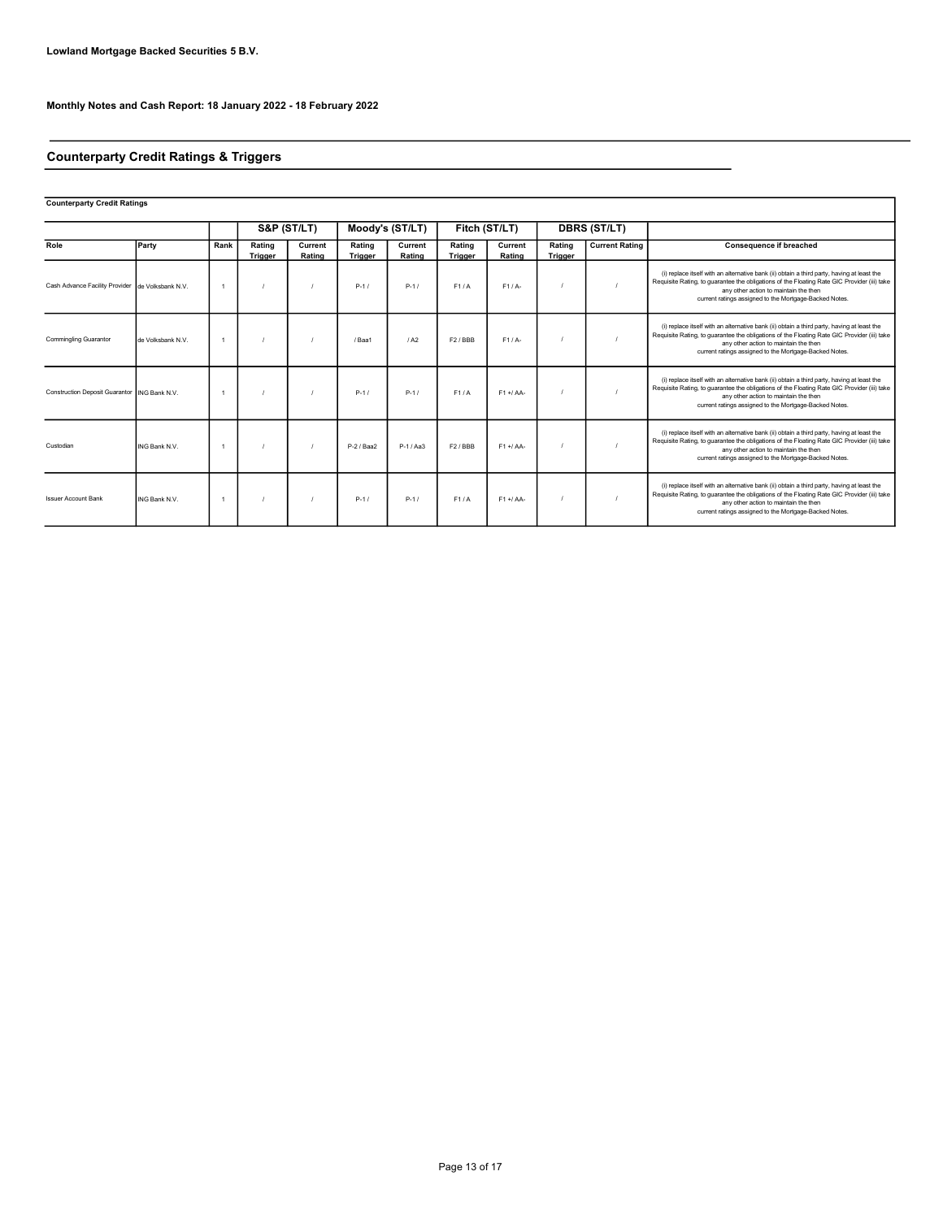**Lowland Mortgage Backed Securities 5 B.V.**

**Monthly Notes and Cash Report: 18 January 2022 - 18 February 2022**

## Counterparty Credit Ratings & Triggers

**Counterparty Credit Ratings**

| | | | S&P (ST/LT) | | Moody's (ST/LT) | | Fitch (ST/LT) | | DBRS (ST/LT) | | |
|---|---|---|---|---|---|---|---|---|---|---|---|
| **Role** | **Party** | **Rank** | **Rating Trigger** | **Current Rating** | **Rating Trigger** | **Current Rating** | **Rating Trigger** | **Current Rating** | **Rating Trigger** | **Current Rating** | **Consequence if breached** |
| Cash Advance Facility Provider | de Volksbank N.V. | 1 | / | / | P-1 / | P-1 / | F1 / A | F1 / A- | / | / | (i) replace itself with an alternative bank (ii) obtain a third party, having at least the Requisite Rating, to guarantee the obligations of the Floating Rate GIC Provider (iii) take any other action to maintain the then current ratings assigned to the Mortgage-Backed Notes. |
| Commingling Guarantor | de Volksbank N.V. | 1 | / | / | / Baa1 | / A2 | F2 / BBB | F1 / A- | / | / | (i) replace itself with an alternative bank (ii) obtain a third party, having at least the Requisite Rating, to guarantee the obligations of the Floating Rate GIC Provider (iii) take any other action to maintain the then current ratings assigned to the Mortgage-Backed Notes. |
| Construction Deposit Guarantor | ING Bank N.V. | 1 | / | / | P-1 / | P-1 / | F1 / A | F1 +/ AA- | / | / | (i) replace itself with an alternative bank (ii) obtain a third party, having at least the Requisite Rating, to guarantee the obligations of the Floating Rate GIC Provider (iii) take any other action to maintain the then current ratings assigned to the Mortgage-Backed Notes. |
| Custodian | ING Bank N.V. | 1 | / | / | P-2 / Baa2 | P-1 / Aa3 | F2 / BBB | F1 +/ AA- | / | / | (i) replace itself with an alternative bank (ii) obtain a third party, having at least the Requisite Rating, to guarantee the obligations of the Floating Rate GIC Provider (iii) take any other action to maintain the then current ratings assigned to the Mortgage-Backed Notes. |
| Issuer Account Bank | ING Bank N.V. | 1 | / | / | P-1 / | P-1 / | F1 / A | F1 +/ AA- | / | / | (i) replace itself with an alternative bank (ii) obtain a third party, having at least the Requisite Rating, to guarantee the obligations of the Floating Rate GIC Provider (iii) take any other action to maintain the then current ratings assigned to the Mortgage-Backed Notes. |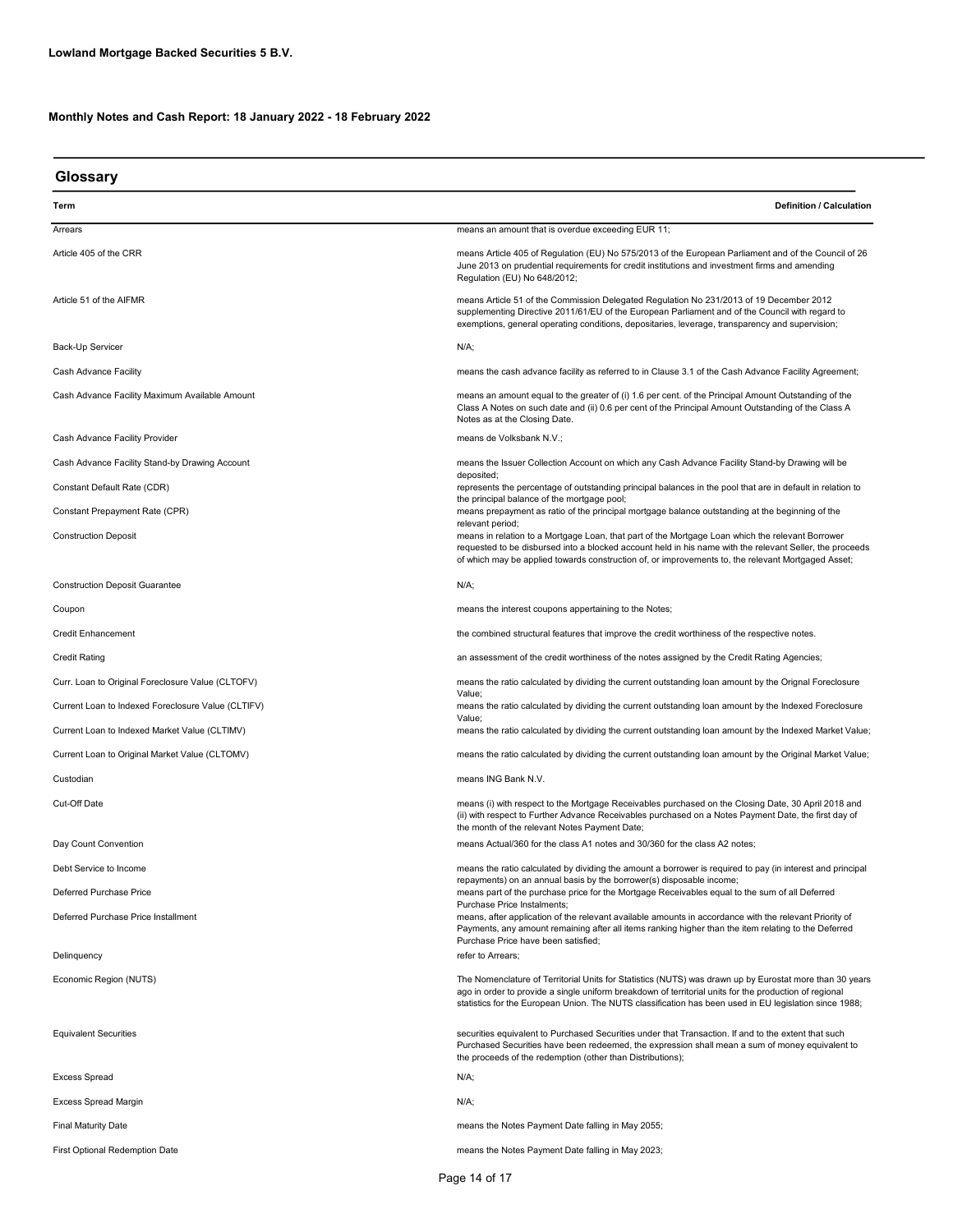**Lowland Mortgage Backed Securities 5 B.V.**

**Monthly Notes and Cash Report: 18 January 2022 - 18 February 2022**

## Glossary

| Term | Definition / Calculation |
|---|---|
| Arrears | means an amount that is overdue exceeding EUR 11; |
| Article 405 of the CRR | means Article 405 of Regulation (EU) No 575/2013 of the European Parliament and of the Council of 26 June 2013 on prudential requirements for credit institutions and investment firms and amending Regulation (EU) No 648/2012; |
| Article 51 of the AIFMR | means Article 51 of the Commission Delegated Regulation No 231/2013 of 19 December 2012 supplementing Directive 2011/61/EU of the European Parliament and of the Council with regard to exemptions, general operating conditions, depositaries, leverage, transparency and supervision; |
| Back-Up Servicer | N/A; |
| Cash Advance Facility | means the cash advance facility as referred to in Clause 3.1 of the Cash Advance Facility Agreement; |
| Cash Advance Facility Maximum Available Amount | means an amount equal to the greater of (i) 1.6 per cent. of the Principal Amount Outstanding of the Class A Notes on such date and (ii) 0.6 per cent of the Principal Amount Outstanding of the Class A Notes as at the Closing Date. |
| Cash Advance Facility Provider | means de Volksbank N.V.; |
| Cash Advance Facility Stand-by Drawing Account | means the Issuer Collection Account on which any Cash Advance Facility Stand-by Drawing will be deposited; |
| Constant Default Rate (CDR) | represents the percentage of outstanding principal balances in the pool that are in default in relation to the principal balance of the mortgage pool; |
| Constant Prepayment Rate (CPR) | means prepayment as ratio of the principal mortgage balance outstanding at the beginning of the relevant period; |
| Construction Deposit | means in relation to a Mortgage Loan, that part of the Mortgage Loan which the relevant Borrower requested to be disbursed into a blocked account held in his name with the relevant Seller, the proceeds of which may be applied towards construction of, or improvements to, the relevant Mortgaged Asset; |
| Construction Deposit Guarantee | N/A; |
| Coupon | means the interest coupons appertaining to the Notes; |
| Credit Enhancement | the combined structural features that improve the credit worthiness of the respective notes. |
| Credit Rating | an assessment of the credit worthiness of the notes assigned by the Credit Rating Agencies; |
| Curr. Loan to Original Foreclosure Value (CLTOFV) | means the ratio calculated by dividing the current outstanding loan amount by the Orignal Foreclosure Value; |
| Current Loan to Indexed Foreclosure Value (CLTIFV) | means the ratio calculated by dividing the current outstanding loan amount by the Indexed Foreclosure Value; |
| Current Loan to Indexed Market Value (CLTIMV) | means the ratio calculated by dividing the current outstanding loan amount by the Indexed Market Value; |
| Current Loan to Original Market Value (CLTOMV) | means the ratio calculated by dividing the current outstanding loan amount by the Original Market Value; |
| Custodian | means ING Bank N.V. |
| Cut-Off Date | means (i) with respect to the Mortgage Receivables purchased on the Closing Date, 30 April 2018 and (ii) with respect to Further Advance Receivables purchased on a Notes Payment Date, the first day of the month of the relevant Notes Payment Date; |
| Day Count Convention | means Actual/360 for the class A1 notes and 30/360 for the class A2 notes; |
| Debt Service to Income | means the ratio calculated by dividing the amount a borrower is required to pay (in interest and principal repayments) on an annual basis by the borrower(s) disposable income; |
| Deferred Purchase Price | means part of the purchase price for the Mortgage Receivables equal to the sum of all Deferred Purchase Price Instalments; |
| Deferred Purchase Price Installment | means, after application of the relevant available amounts in accordance with the relevant Priority of Payments, any amount remaining after all items ranking higher than the item relating to the Deferred Purchase Price have been satisfied; |
| Delinquency | refer to Arrears; |
| Economic Region (NUTS) | The Nomenclature of Territorial Units for Statistics (NUTS) was drawn up by Eurostat more than 30 years ago in order to provide a single uniform breakdown of territorial units for the production of regional statistics for the European Union. The NUTS classification has been used in EU legislation since 1988; |
| Equivalent Securities | securities equivalent to Purchased Securities under that Transaction. If and to the extent that such Purchased Securities have been redeemed, the expression shall mean a sum of money equivalent to the proceeds of the redemption (other than Distributions); |
| Excess Spread | N/A; |
| Excess Spread Margin | N/A; |
| Final Maturity Date | means the Notes Payment Date falling in May 2055; |
| First Optional Redemption Date | means the Notes Payment Date falling in May 2023; |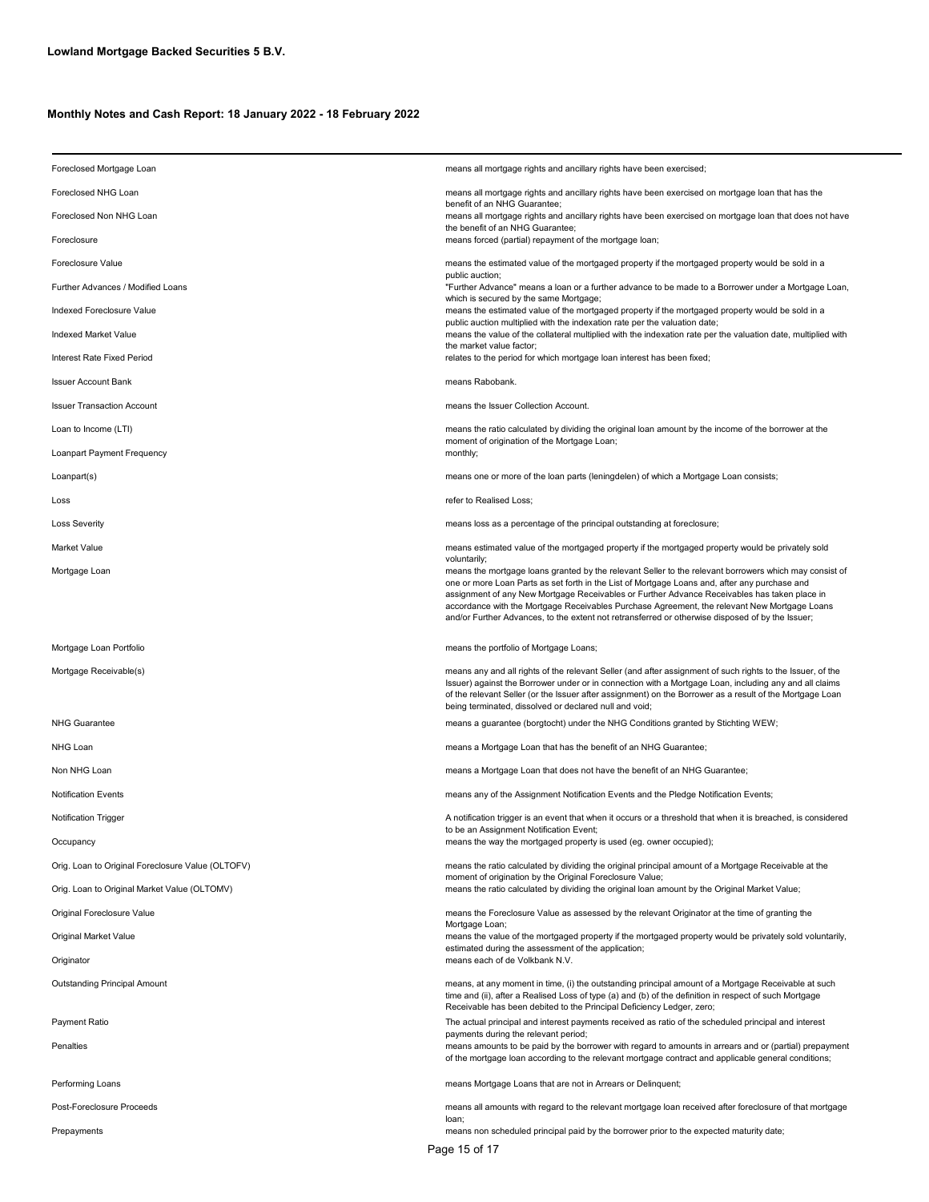**Lowland Mortgage Backed Securities 5 B.V.**

**Monthly Notes and Cash Report: 18 January 2022 - 18 February 2022**

| | |
|---|---|
| Foreclosed Mortgage Loan | means all mortgage rights and ancillary rights have been exercised; |
| Foreclosed NHG Loan | means all mortgage rights and ancillary rights have been exercised on mortgage loan that has the benefit of an NHG Guarantee; |
| Foreclosed Non NHG Loan | means all mortgage rights and ancillary rights have been exercised on mortgage loan that does not have the benefit of an NHG Guarantee; |
| Foreclosure | means forced (partial) repayment of the mortgage loan; |
| Foreclosure Value | means the estimated value of the mortgaged property if the mortgaged property would be sold in a public auction; |
| Further Advances / Modified Loans | "Further Advance" means a loan or a further advance to be made to a Borrower under a Mortgage Loan, which is secured by the same Mortgage; |
| Indexed Foreclosure Value | means the estimated value of the mortgaged property if the mortgaged property would be sold in a public auction multiplied with the indexation rate per the valuation date; |
| Indexed Market Value | means the value of the collateral multiplied with the indexation rate per the valuation date, multiplied with the market value factor; |
| Interest Rate Fixed Period | relates to the period for which mortgage loan interest has been fixed; |
| Issuer Account Bank | means Rabobank. |
| Issuer Transaction Account | means the Issuer Collection Account. |
| Loan to Income (LTI) | means the ratio calculated by dividing the original loan amount by the income of the borrower at the moment of origination of the Mortgage Loan; |
| Loanpart Payment Frequency | monthly; |
| Loanpart(s) | means one or more of the loan parts (leningdelen) of which a Mortgage Loan consists; |
| Loss | refer to Realised Loss; |
| Loss Severity | means loss as a percentage of the principal outstanding at foreclosure; |
| Market Value | means estimated value of the mortgaged property if the mortgaged property would be privately sold voluntarily; |
| Mortgage Loan | means the mortgage loans granted by the relevant Seller to the relevant borrowers which may consist of one or more Loan Parts as set forth in the List of Mortgage Loans and, after any purchase and assignment of any New Mortgage Receivables or Further Advance Receivables has taken place in accordance with the Mortgage Receivables Purchase Agreement, the relevant New Mortgage Loans and/or Further Advances, to the extent not retransferred or otherwise disposed of by the Issuer; |
| Mortgage Loan Portfolio | means the portfolio of Mortgage Loans; |
| Mortgage Receivable(s) | means any and all rights of the relevant Seller (and after assignment of such rights to the Issuer, of the Issuer) against the Borrower under or in connection with a Mortgage Loan, including any and all claims of the relevant Seller (or the Issuer after assignment) on the Borrower as a result of the Mortgage Loan being terminated, dissolved or declared null and void; |
| NHG Guarantee | means a guarantee (borgtocht) under the NHG Conditions granted by Stichting WEW; |
| NHG Loan | means a Mortgage Loan that has the benefit of an NHG Guarantee; |
| Non NHG Loan | means a Mortgage Loan that does not have the benefit of an NHG Guarantee; |
| Notification Events | means any of the Assignment Notification Events and the Pledge Notification Events; |
| Notification Trigger | A notification trigger is an event that when it occurs or a threshold that when it is breached, is considered to be an Assignment Notification Event; |
| Occupancy | means the way the mortgaged property is used (eg. owner occupied); |
| Orig. Loan to Original Foreclosure Value (OLTOFV) | means the ratio calculated by dividing the original principal amount of a Mortgage Receivable at the moment of origination by the Original Foreclosure Value; |
| Orig. Loan to Original Market Value (OLTOMV) | means the ratio calculated by dividing the original loan amount by the Original Market Value; |
| Original Foreclosure Value | means the Foreclosure Value as assessed by the relevant Originator at the time of granting the Mortgage Loan; |
| Original Market Value | means the value of the mortgaged property if the mortgaged property would be privately sold voluntarily, estimated during the assessment of the application; |
| Originator | means each of de Volkbank N.V. |
| Outstanding Principal Amount | means, at any moment in time, (i) the outstanding principal amount of a Mortgage Receivable at such time and (ii), after a Realised Loss of type (a) and (b) of the definition in respect of such Mortgage Receivable has been debited to the Principal Deficiency Ledger, zero; |
| Payment Ratio | The actual principal and interest payments received as ratio of the scheduled principal and interest payments during the relevant period; |
| Penalties | means amounts to be paid by the borrower with regard to amounts in arrears and or (partial) prepayment of the mortgage loan according to the relevant mortgage contract and applicable general conditions; |
| Performing Loans | means Mortgage Loans that are not in Arrears or Delinquent; |
| Post-Foreclosure Proceeds | means all amounts with regard to the relevant mortgage loan received after foreclosure of that mortgage loan; |
| Prepayments | means non scheduled principal paid by the borrower prior to the expected maturity date; |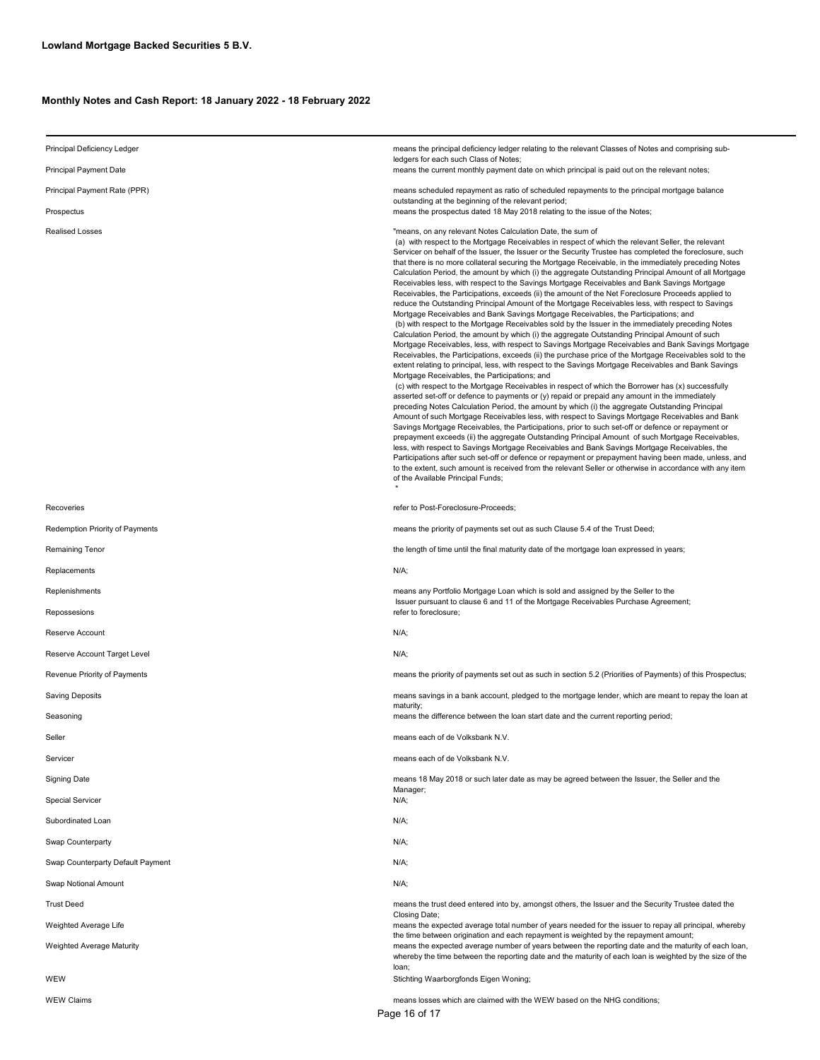**Lowland Mortgage Backed Securities 5 B.V.**

**Monthly Notes and Cash Report: 18 January 2022 - 18 February 2022**

| Term | Definition |
|---|---|
| Principal Deficiency Ledger | means the principal deficiency ledger relating to the relevant Classes of Notes and comprising sub-ledgers for each such Class of Notes; |
| Principal Payment Date | means the current monthly payment date on which principal is paid out on the relevant notes; |
| Principal Payment Rate (PPR) | means scheduled repayment as ratio of scheduled repayments to the principal mortgage balance outstanding at the beginning of the relevant period; |
| Prospectus | means the prospectus dated 18 May 2018 relating to the issue of the Notes; |
| Realised Losses | "means, on any relevant Notes Calculation Date, the sum of (a) with respect to the Mortgage Receivables in respect of which the relevant Seller, the relevant Servicer on behalf of the Issuer, the Issuer or the Security Trustee has completed the foreclosure, such that there is no more collateral securing the Mortgage Receivable, in the immediately preceding Notes Calculation Period, the amount by which (i) the aggregate Outstanding Principal Amount of all Mortgage Receivables less, with respect to the Savings Mortgage Receivables and Bank Savings Mortgage Receivables, the Participations, exceeds (ii) the amount of the Net Foreclosure Proceeds applied to reduce the Outstanding Principal Amount of the Mortgage Receivables less, with respect to Savings Mortgage Receivables and Bank Savings Mortgage Receivables, the Participations; and (b) with respect to the Mortgage Receivables sold by the Issuer in the immediately preceding Notes Calculation Period, the amount by which (i) the aggregate Outstanding Principal Amount of such Mortgage Receivables, less, with respect to Savings Mortgage Receivables and Bank Savings Mortgage Receivables, the Participations, exceeds (ii) the purchase price of the Mortgage Receivables sold to the extent relating to principal, less, with respect to the Savings Mortgage Receivables and Bank Savings Mortgage Receivables, the Participations; and (c) with respect to the Mortgage Receivables in respect of which the Borrower has (x) successfully asserted set-off or defence to payments or (y) repaid or prepaid any amount in the immediately preceding Notes Calculation Period, the amount by which (i) the aggregate Outstanding Principal Amount of such Mortgage Receivables less, with respect to Savings Mortgage Receivables and Bank Savings Mortgage Receivables, the Participations, prior to such set-off or defence or repayment or prepayment exceeds (ii) the aggregate Outstanding Principal Amount of such Mortgage Receivables, less, with respect to Savings Mortgage Receivables and Bank Savings Mortgage Receivables, the Participations after such set-off or defence or repayment or prepayment having been made, unless, and to the extent, such amount is received from the relevant Seller or otherwise in accordance with any item of the Available Principal Funds; " |
| Recoveries | refer to Post-Foreclosure-Proceeds; |
| Redemption Priority of Payments | means the priority of payments set out as such Clause 5.4 of the Trust Deed; |
| Remaining Tenor | the length of time until the final maturity date of the mortgage loan expressed in years; |
| Replacements | N/A; |
| Replenishments | means any Portfolio Mortgage Loan which is sold and assigned by the Seller to the Issuer pursuant to clause 6 and 11 of the Mortgage Receivables Purchase Agreement; |
| Repossesions | refer to foreclosure; |
| Reserve Account | N/A; |
| Reserve Account Target Level | N/A; |
| Revenue Priority of Payments | means the priority of payments set out as such in section 5.2 (Priorities of Payments) of this Prospectus; |
| Saving Deposits | means savings in a bank account, pledged to the mortgage lender, which are meant to repay the loan at maturity; |
| Seasoning | means the difference between the loan start date and the current reporting period; |
| Seller | means each of de Volksbank N.V. |
| Servicer | means each of de Volksbank N.V. |
| Signing Date | means 18 May 2018 or such later date as may be agreed between the Issuer, the Seller and the Manager; |
| Special Servicer | N/A; |
| Subordinated Loan | N/A; |
| Swap Counterparty | N/A; |
| Swap Counterparty Default Payment | N/A; |
| Swap Notional Amount | N/A; |
| Trust Deed | means the trust deed entered into by, amongst others, the Issuer and the Security Trustee dated the Closing Date; |
| Weighted Average Life | means the expected average total number of years needed for the issuer to repay all principal, whereby the time between origination and each repayment is weighted by the repayment amount; |
| Weighted Average Maturity | means the expected average number of years between the reporting date and the maturity of each loan, whereby the time between the reporting date and the maturity of each loan is weighted by the size of the loan; |
| WEW | Stichting Waarborgfonds Eigen Woning; |
| WEW Claims | means losses which are claimed with the WEW based on the NHG conditions; |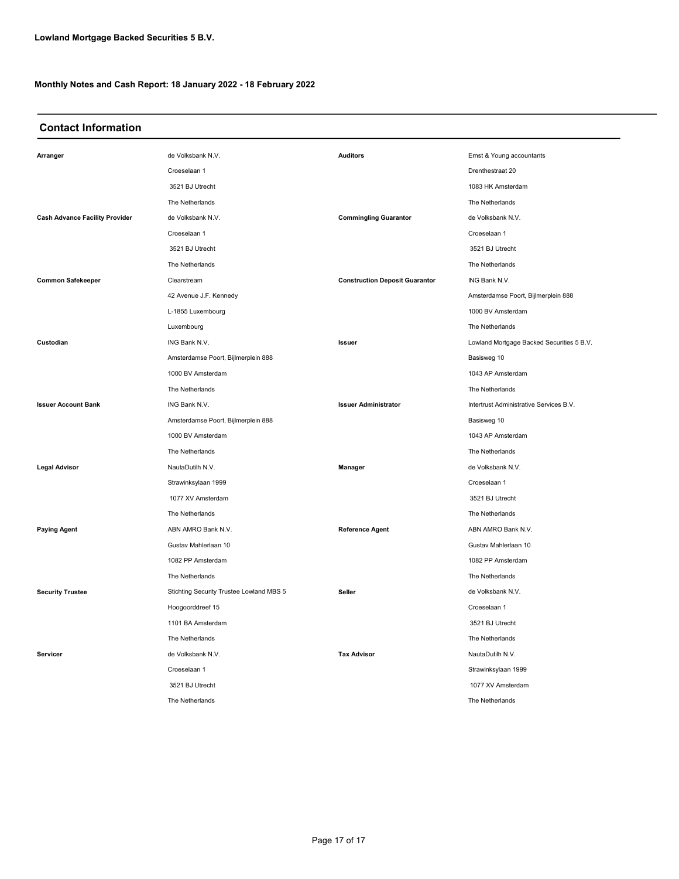**Lowland Mortgage Backed Securities 5 B.V.**

**Monthly Notes and Cash Report: 18 January 2022 - 18 February 2022**

## Contact Information

| | | | |
|---|---|---|---|
| **Arranger** | de Volksbank N.V. | **Auditors** | Ernst & Young accountants |
| | Croeselaan 1 | | Drenthestraat 20 |
| | 3521 BJ Utrecht | | 1083 HK Amsterdam |
| | The Netherlands | | The Netherlands |
| **Cash Advance Facility Provider** | de Volksbank N.V. | **Commingling Guarantor** | de Volksbank N.V. |
| | Croeselaan 1 | | Croeselaan 1 |
| | 3521 BJ Utrecht | | 3521 BJ Utrecht |
| | The Netherlands | | The Netherlands |
| **Common Safekeeper** | Clearstream | **Construction Deposit Guarantor** | ING Bank N.V. |
| | 42 Avenue J.F. Kennedy | | Amsterdamse Poort, Bijlmerplein 888 |
| | L-1855 Luxembourg | | 1000 BV Amsterdam |
| | Luxembourg | | The Netherlands |
| **Custodian** | ING Bank N.V. | **Issuer** | Lowland Mortgage Backed Securities 5 B.V. |
| | Amsterdamse Poort, Bijlmerplein 888 | | Basisweg 10 |
| | 1000 BV Amsterdam | | 1043 AP Amsterdam |
| | The Netherlands | | The Netherlands |
| **Issuer Account Bank** | ING Bank N.V. | **Issuer Administrator** | Intertrust Administrative Services B.V. |
| | Amsterdamse Poort, Bijlmerplein 888 | | Basisweg 10 |
| | 1000 BV Amsterdam | | 1043 AP Amsterdam |
| | The Netherlands | | The Netherlands |
| **Legal Advisor** | NautaDutilh N.V. | **Manager** | de Volksbank N.V. |
| | Strawinksylaan 1999 | | Croeselaan 1 |
| | 1077 XV Amsterdam | | 3521 BJ Utrecht |
| | The Netherlands | | The Netherlands |
| **Paying Agent** | ABN AMRO Bank N.V. | **Reference Agent** | ABN AMRO Bank N.V. |
| | Gustav Mahlerlaan 10 | | Gustav Mahlerlaan 10 |
| | 1082 PP Amsterdam | | 1082 PP Amsterdam |
| | The Netherlands | | The Netherlands |
| **Security Trustee** | Stichting Security Trustee Lowland MBS 5 | **Seller** | de Volksbank N.V. |
| | Hoogoorddreef 15 | | Croeselaan 1 |
| | 1101 BA Amsterdam | | 3521 BJ Utrecht |
| | The Netherlands | | The Netherlands |
| **Servicer** | de Volksbank N.V. | **Tax Advisor** | NautaDutilh N.V. |
| | Croeselaan 1 | | Strawinksylaan 1999 |
| | 3521 BJ Utrecht | | 1077 XV Amsterdam |
| | The Netherlands | | The Netherlands |